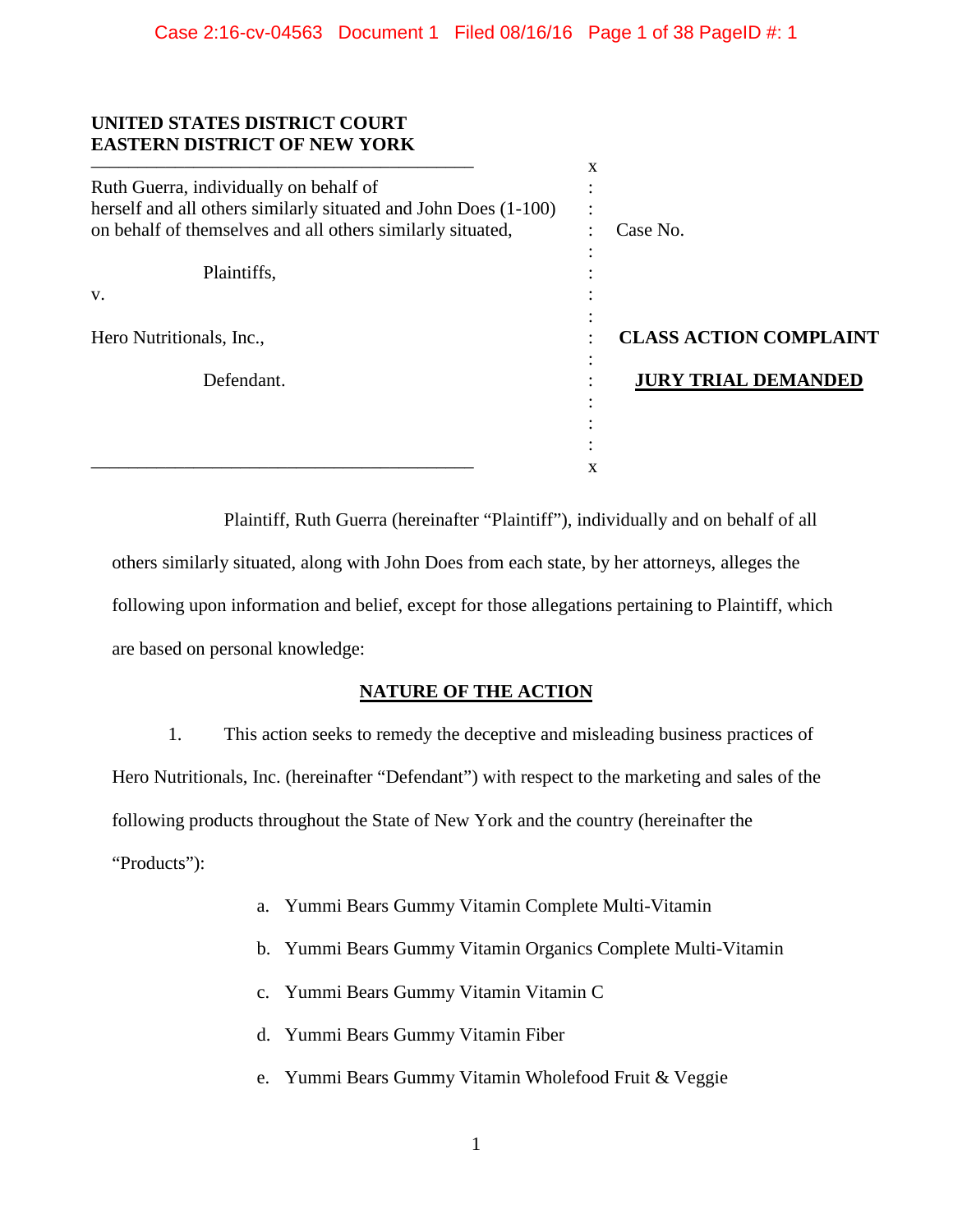**UNITED STATES DISTRICT COURT**
**EASTERN DISTRICT OF NEW YORK**

Ruth Guerra, individually on behalf of herself and all others similarly situated and John Does (1-100) on behalf of themselves and all others similarly situated,

Plaintiffs,

v.

Hero Nutritionals, Inc.,

Defendant.

Case No.

**CLASS ACTION COMPLAINT**

**JURY TRIAL DEMANDED**

Plaintiff, Ruth Guerra (hereinafter "Plaintiff"), individually and on behalf of all others similarly situated, along with John Does from each state, by her attorneys, alleges the following upon information and belief, except for those allegations pertaining to Plaintiff, which are based on personal knowledge:

## NATURE OF THE ACTION

1. This action seeks to remedy the deceptive and misleading business practices of Hero Nutritionals, Inc. (hereinafter "Defendant") with respect to the marketing and sales of the following products throughout the State of New York and the country (hereinafter the "Products"):

   a. Yummi Bears Gummy Vitamin Complete Multi-Vitamin

   b. Yummi Bears Gummy Vitamin Organics Complete Multi-Vitamin

   c. Yummi Bears Gummy Vitamin Vitamin C

   d. Yummi Bears Gummy Vitamin Fiber

   e. Yummi Bears Gummy Vitamin Wholefood Fruit & Veggie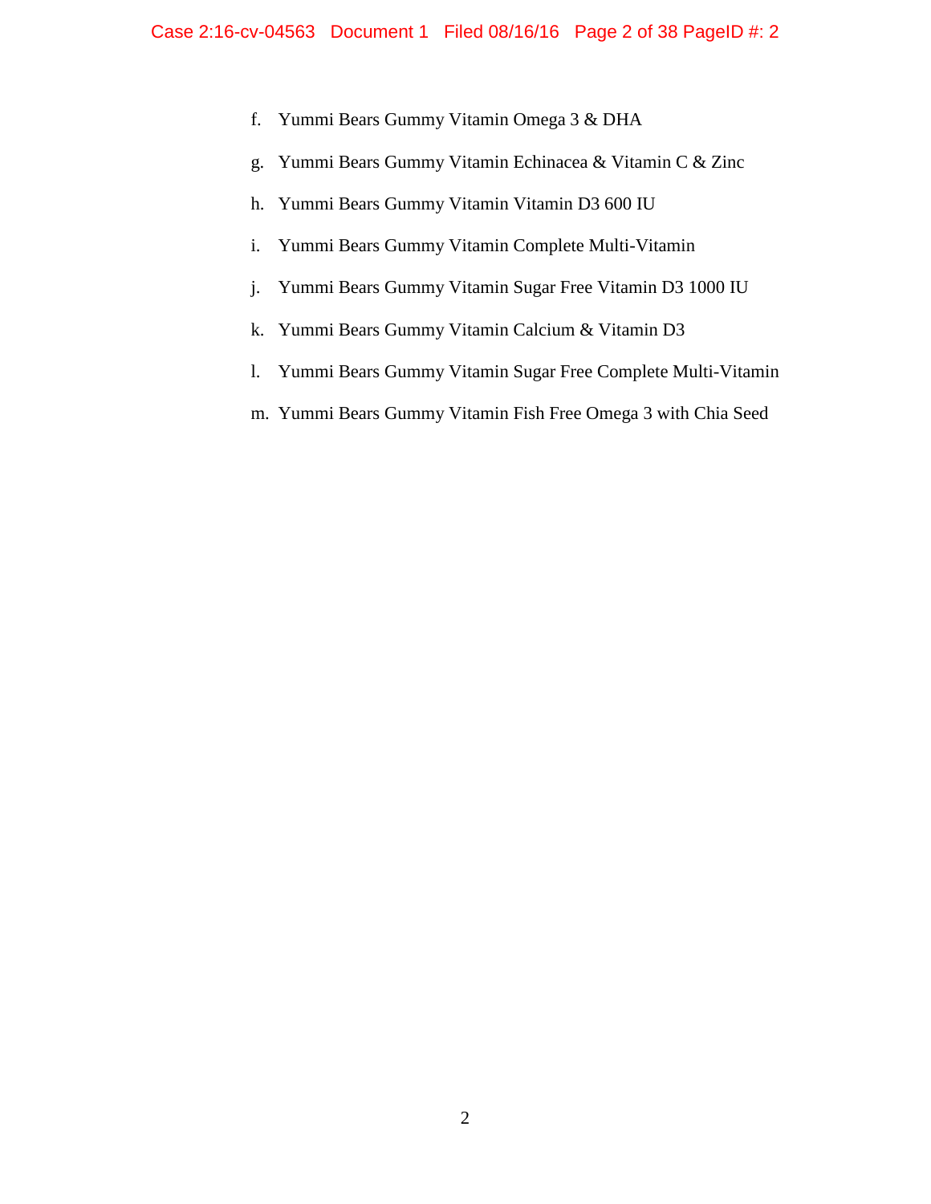f. Yummi Bears Gummy Vitamin Omega 3 & DHA

g. Yummi Bears Gummy Vitamin Echinacea & Vitamin C & Zinc

h. Yummi Bears Gummy Vitamin Vitamin D3 600 IU

i. Yummi Bears Gummy Vitamin Complete Multi-Vitamin

j. Yummi Bears Gummy Vitamin Sugar Free Vitamin D3 1000 IU

k. Yummi Bears Gummy Vitamin Calcium & Vitamin D3

l. Yummi Bears Gummy Vitamin Sugar Free Complete Multi-Vitamin

m. Yummi Bears Gummy Vitamin Fish Free Omega 3 with Chia Seed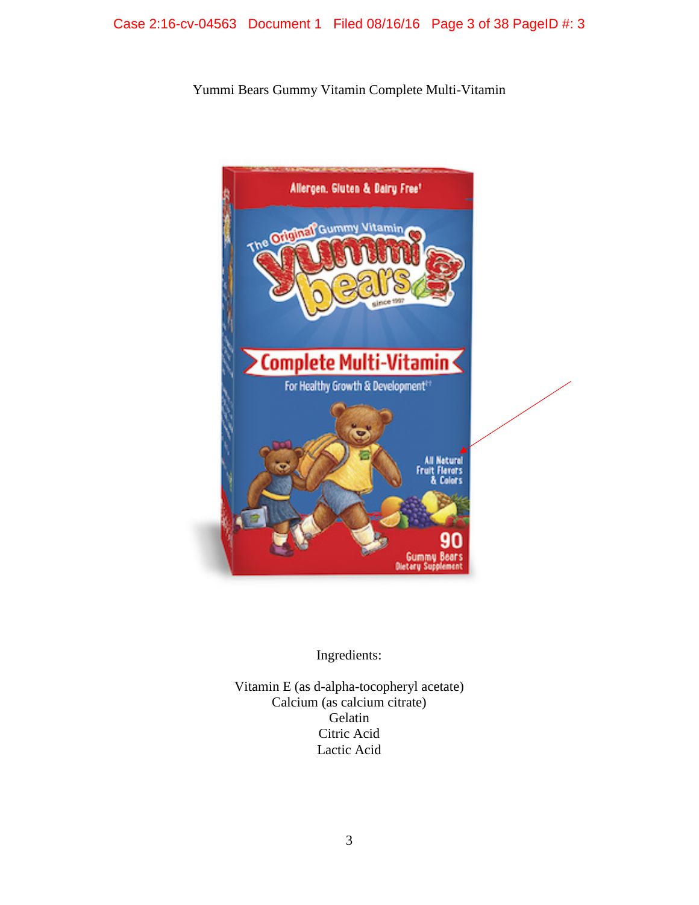Yummi Bears Gummy Vitamin Complete Multi-Vitamin

Ingredients:

Vitamin E (as d-alpha-tocopheryl acetate)
Calcium (as calcium citrate)
Gelatin
Citric Acid
Lactic Acid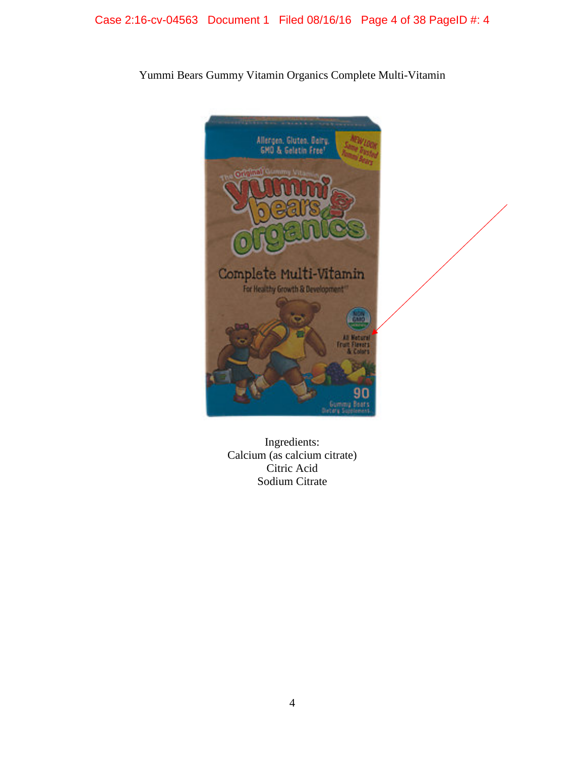Yummi Bears Gummy Vitamin Organics Complete Multi-Vitamin

Ingredients:
Calcium (as calcium citrate)
Citric Acid
Sodium Citrate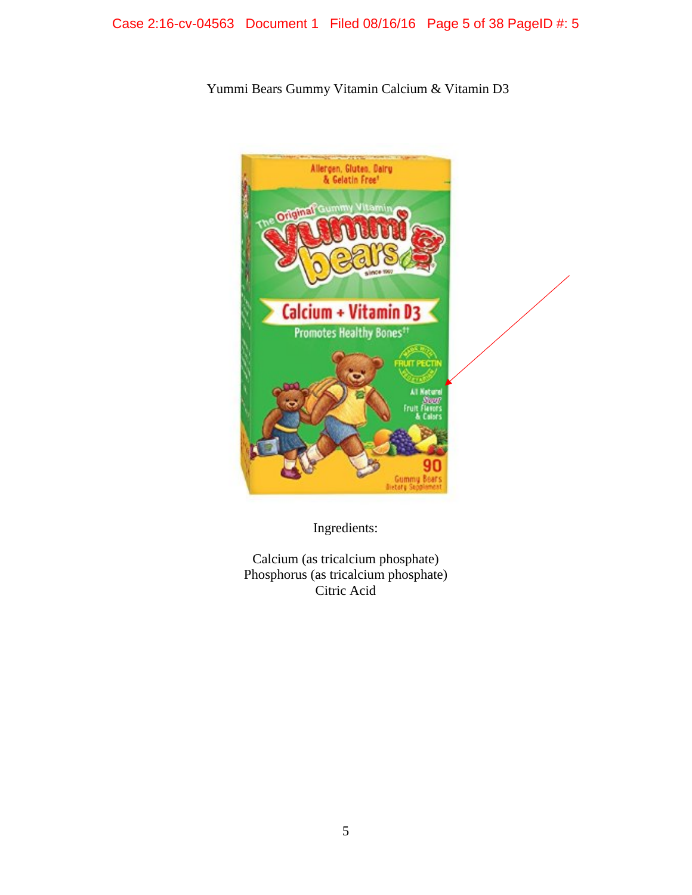Yummi Bears Gummy Vitamin Calcium & Vitamin D3

Ingredients:

Calcium (as tricalcium phosphate)
Phosphorus (as tricalcium phosphate)
Citric Acid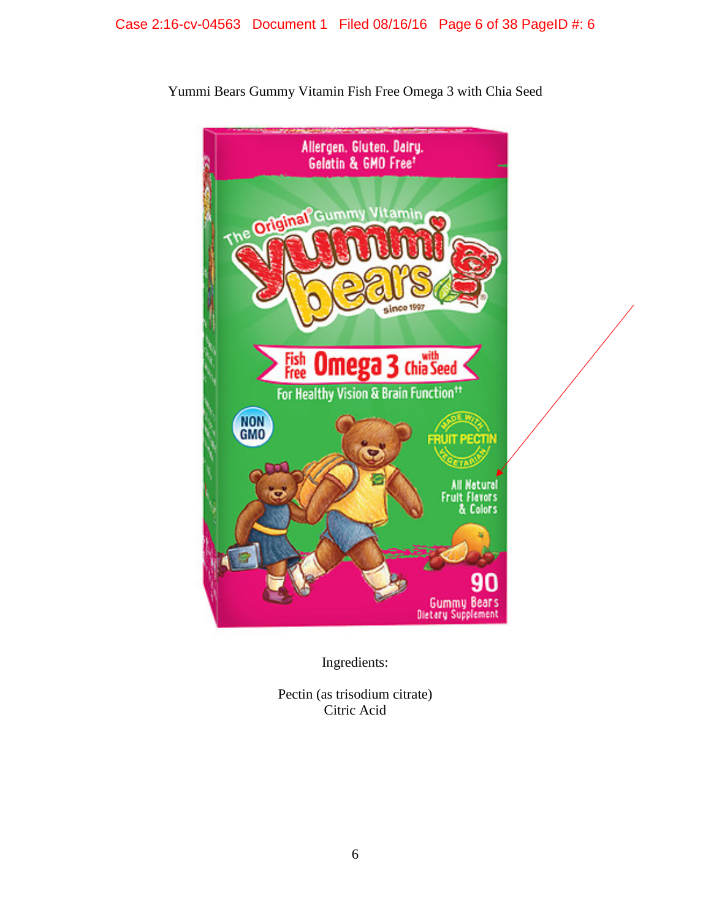Yummi Bears Gummy Vitamin Fish Free Omega 3 with Chia Seed

Ingredients:

Pectin (as trisodium citrate)
Citric Acid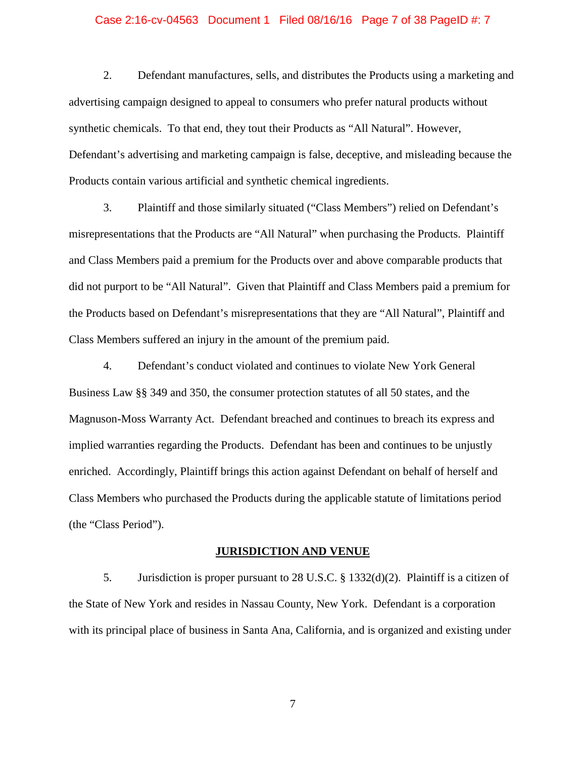2. Defendant manufactures, sells, and distributes the Products using a marketing and advertising campaign designed to appeal to consumers who prefer natural products without synthetic chemicals. To that end, they tout their Products as "All Natural". However, Defendant's advertising and marketing campaign is false, deceptive, and misleading because the Products contain various artificial and synthetic chemical ingredients.

3. Plaintiff and those similarly situated ("Class Members") relied on Defendant's misrepresentations that the Products are "All Natural" when purchasing the Products. Plaintiff and Class Members paid a premium for the Products over and above comparable products that did not purport to be "All Natural". Given that Plaintiff and Class Members paid a premium for the Products based on Defendant's misrepresentations that they are "All Natural", Plaintiff and Class Members suffered an injury in the amount of the premium paid.

4. Defendant's conduct violated and continues to violate New York General Business Law §§ 349 and 350, the consumer protection statutes of all 50 states, and the Magnuson-Moss Warranty Act. Defendant breached and continues to breach its express and implied warranties regarding the Products. Defendant has been and continues to be unjustly enriched. Accordingly, Plaintiff brings this action against Defendant on behalf of herself and Class Members who purchased the Products during the applicable statute of limitations period (the "Class Period").

## JURISDICTION AND VENUE

5. Jurisdiction is proper pursuant to 28 U.S.C. § 1332(d)(2). Plaintiff is a citizen of the State of New York and resides in Nassau County, New York. Defendant is a corporation with its principal place of business in Santa Ana, California, and is organized and existing under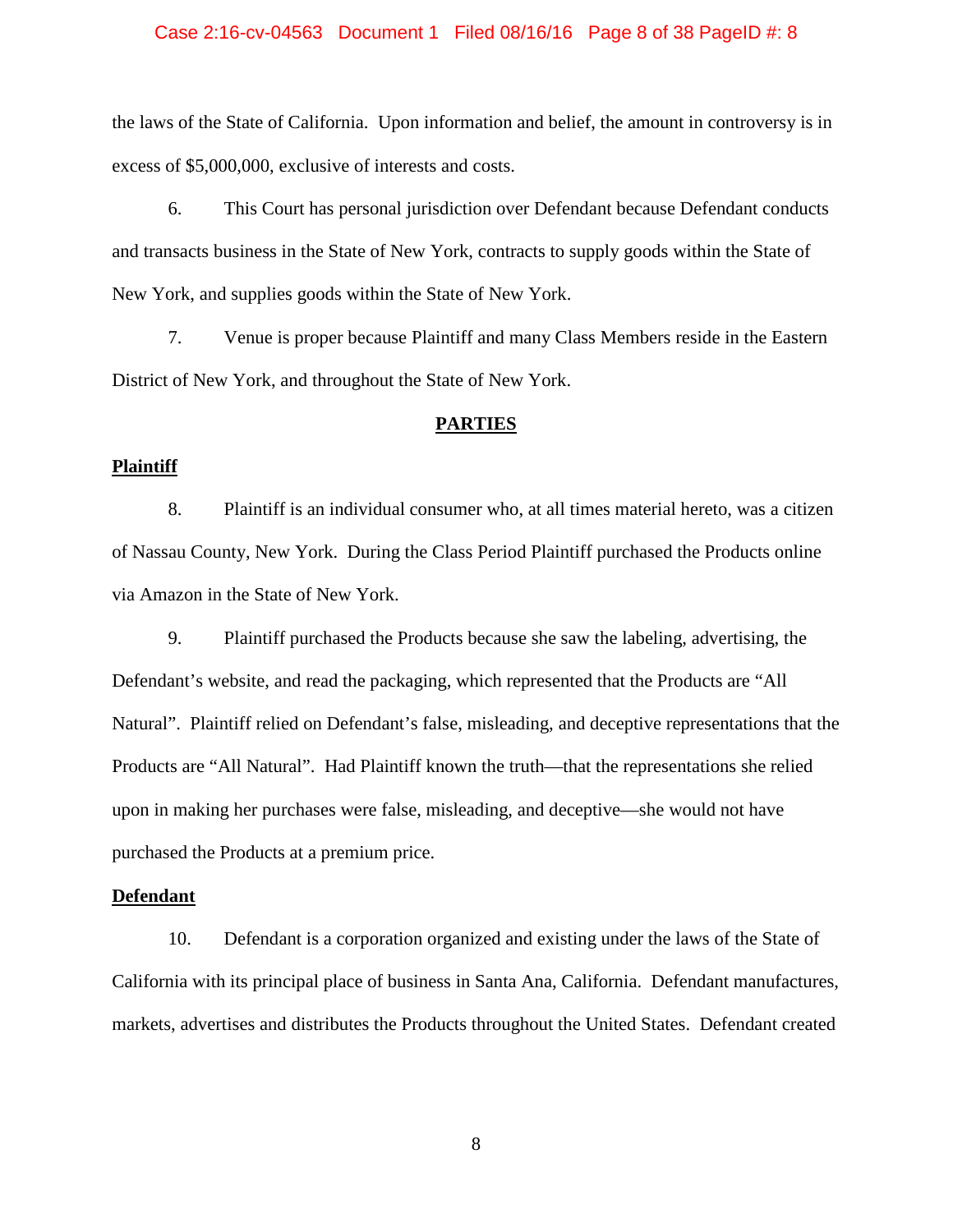the laws of the State of California. Upon information and belief, the amount in controversy is in excess of $5,000,000, exclusive of interests and costs.

6. This Court has personal jurisdiction over Defendant because Defendant conducts and transacts business in the State of New York, contracts to supply goods within the State of New York, and supplies goods within the State of New York.

7. Venue is proper because Plaintiff and many Class Members reside in the Eastern District of New York, and throughout the State of New York.

## PARTIES

### Plaintiff

8. Plaintiff is an individual consumer who, at all times material hereto, was a citizen of Nassau County, New York. During the Class Period Plaintiff purchased the Products online via Amazon in the State of New York.

9. Plaintiff purchased the Products because she saw the labeling, advertising, the Defendant's website, and read the packaging, which represented that the Products are "All Natural". Plaintiff relied on Defendant's false, misleading, and deceptive representations that the Products are "All Natural". Had Plaintiff known the truth—that the representations she relied upon in making her purchases were false, misleading, and deceptive—she would not have purchased the Products at a premium price.

### Defendant

10. Defendant is a corporation organized and existing under the laws of the State of California with its principal place of business in Santa Ana, California. Defendant manufactures, markets, advertises and distributes the Products throughout the United States. Defendant created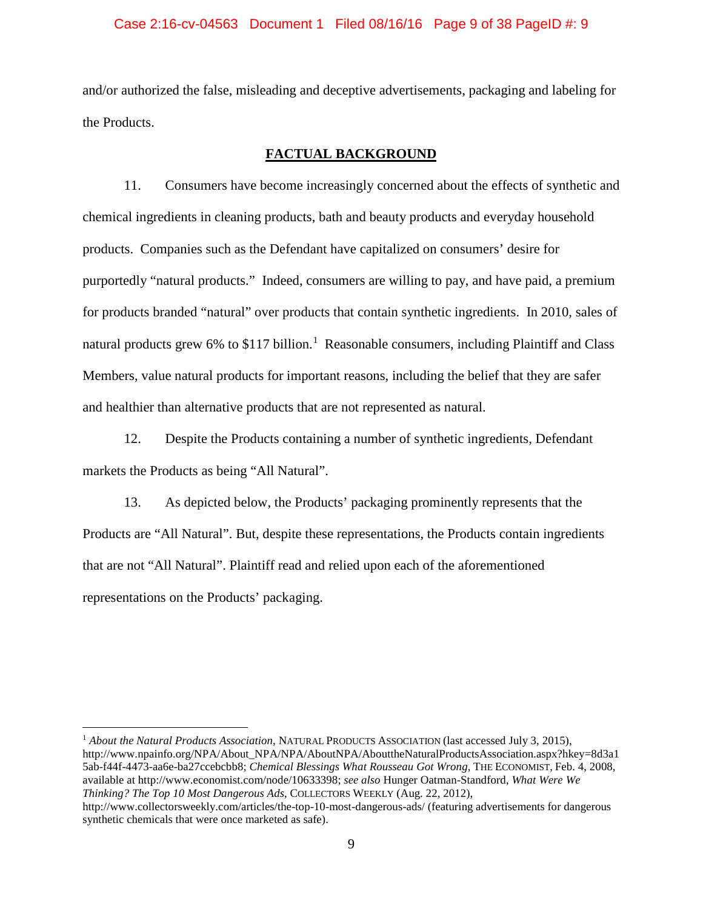and/or authorized the false, misleading and deceptive advertisements, packaging and labeling for the Products.

## FACTUAL BACKGROUND

11. Consumers have become increasingly concerned about the effects of synthetic and chemical ingredients in cleaning products, bath and beauty products and everyday household products. Companies such as the Defendant have capitalized on consumers' desire for purportedly "natural products." Indeed, consumers are willing to pay, and have paid, a premium for products branded "natural" over products that contain synthetic ingredients. In 2010, sales of natural products grew 6% to $117 billion.[1] Reasonable consumers, including Plaintiff and Class Members, value natural products for important reasons, including the belief that they are safer and healthier than alternative products that are not represented as natural.

12. Despite the Products containing a number of synthetic ingredients, Defendant markets the Products as being "All Natural".

13. As depicted below, the Products' packaging prominently represents that the Products are "All Natural". But, despite these representations, the Products contain ingredients that are not "All Natural". Plaintiff read and relied upon each of the aforementioned representations on the Products' packaging.

---

[1] *About the Natural Products Association,* NATURAL PRODUCTS ASSOCIATION (last accessed July 3, 2015), http://www.npainfo.org/NPA/About_NPA/NPA/AboutNPA/AbouttheNaturalProductsAssociation.aspx?hkey=8d3a15ab-f44f-4473-aa6e-ba27ccebcbb8; *Chemical Blessings What Rousseau Got Wrong*, THE ECONOMIST, Feb. 4, 2008, available at http://www.economist.com/node/10633398; *see also* Hunger Oatman-Standford, *What Were We Thinking? The Top 10 Most Dangerous Ads*, COLLECTORS WEEKLY (Aug. 22, 2012), http://www.collectorsweekly.com/articles/the-top-10-most-dangerous-ads/ (featuring advertisements for dangerous synthetic chemicals that were once marketed as safe).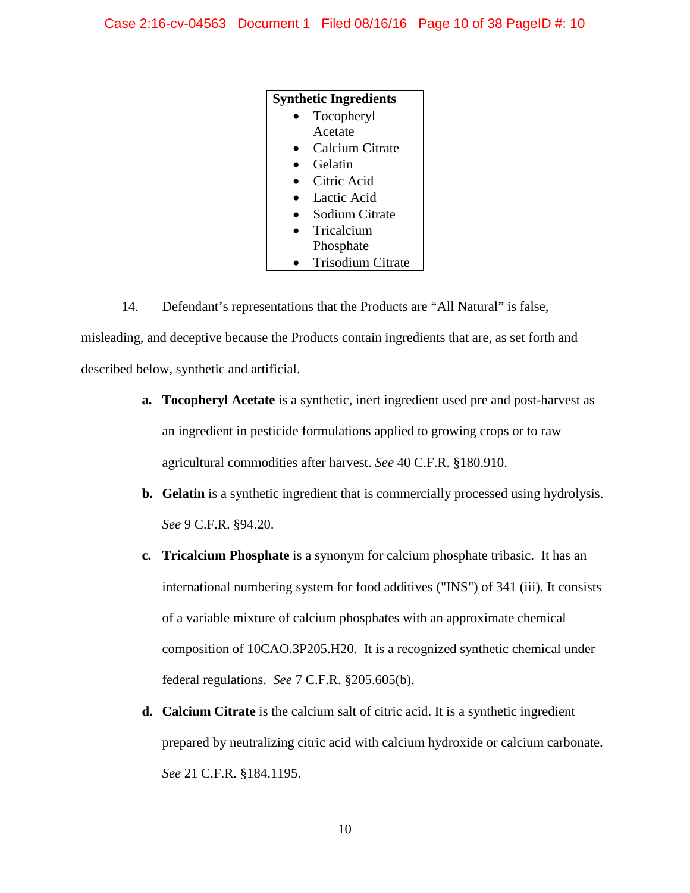| Synthetic Ingredients |
|---|
| • Tocopheryl Acetate<br>• Calcium Citrate<br>• Gelatin<br>• Citric Acid<br>• Lactic Acid<br>• Sodium Citrate<br>• Tricalcium Phosphate<br>• Trisodium Citrate |

14. Defendant's representations that the Products are "All Natural" is false, misleading, and deceptive because the Products contain ingredients that are, as set forth and described below, synthetic and artificial.

**a. Tocopheryl Acetate** is a synthetic, inert ingredient used pre and post-harvest as an ingredient in pesticide formulations applied to growing crops or to raw agricultural commodities after harvest. *See* 40 C.F.R. §180.910.

**b. Gelatin** is a synthetic ingredient that is commercially processed using hydrolysis. *See* 9 C.F.R. §94.20.

**c. Tricalcium Phosphate** is a synonym for calcium phosphate tribasic. It has an international numbering system for food additives ("INS") of 341 (iii). It consists of a variable mixture of calcium phosphates with an approximate chemical composition of 10CAO.3P205.H20. It is a recognized synthetic chemical under federal regulations. *See* 7 C.F.R. §205.605(b).

**d. Calcium Citrate** is the calcium salt of citric acid. It is a synthetic ingredient prepared by neutralizing citric acid with calcium hydroxide or calcium carbonate. *See* 21 C.F.R. §184.1195.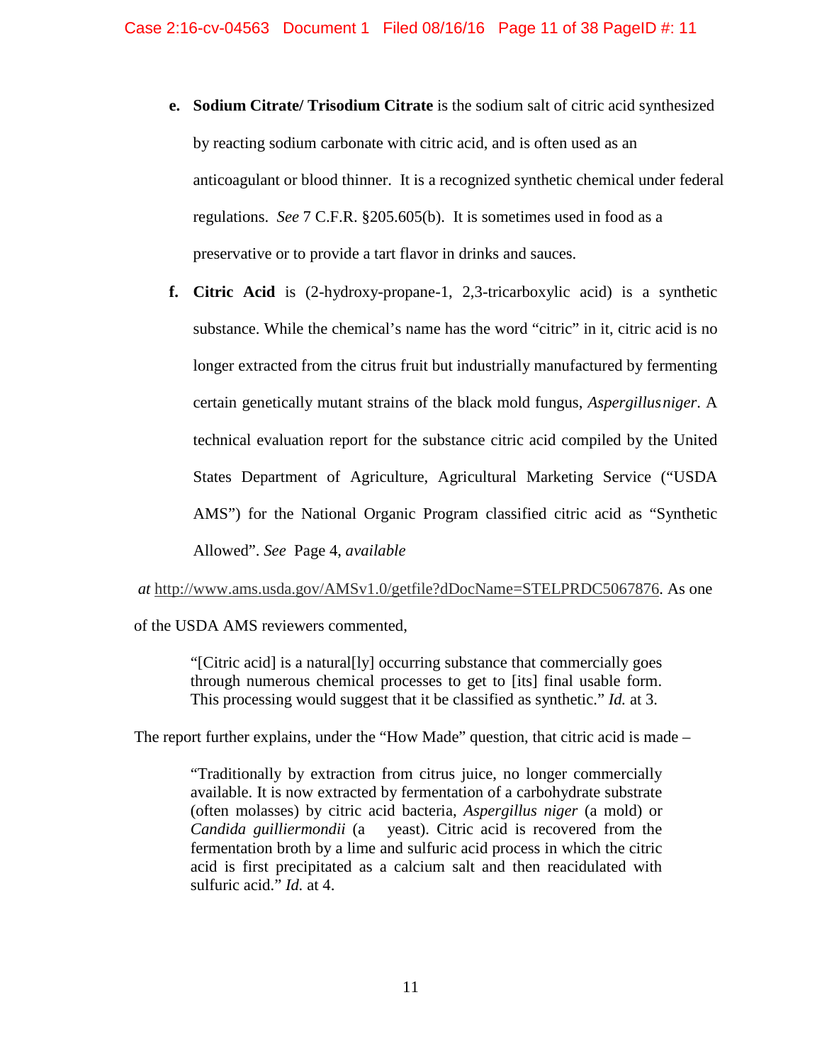e. **Sodium Citrate/ Trisodium Citrate** is the sodium salt of citric acid synthesized by reacting sodium carbonate with citric acid, and is often used as an anticoagulant or blood thinner. It is a recognized synthetic chemical under federal regulations. *See* 7 C.F.R. §205.605(b). It is sometimes used in food as a preservative or to provide a tart flavor in drinks and sauces.

f. **Citric Acid** is (2-hydroxy-propane-1, 2,3-tricarboxylic acid) is a synthetic substance. While the chemical's name has the word "citric" in it, citric acid is no longer extracted from the citrus fruit but industrially manufactured by fermenting certain genetically mutant strains of the black mold fungus, *Aspergillus niger*. A technical evaluation report for the substance citric acid compiled by the United States Department of Agriculture, Agricultural Marketing Service ("USDA AMS") for the National Organic Program classified citric acid as "Synthetic Allowed". *See* Page 4, *available at* http://www.ams.usda.gov/AMSv1.0/getfile?dDocName=STELPRDC5067876. As one of the USDA AMS reviewers commented,

> "[Citric acid] is a natural[ly] occurring substance that commercially goes through numerous chemical processes to get to [its] final usable form. This processing would suggest that it be classified as synthetic." *Id.* at 3.

The report further explains, under the "How Made" question, that citric acid is made –

> "Traditionally by extraction from citrus juice, no longer commercially available. It is now extracted by fermentation of a carbohydrate substrate (often molasses) by citric acid bacteria, *Aspergillus niger* (a mold) or *Candida guilliermondii* (a yeast). Citric acid is recovered from the fermentation broth by a lime and sulfuric acid process in which the citric acid is first precipitated as a calcium salt and then reacidulated with sulfuric acid." *Id.* at 4.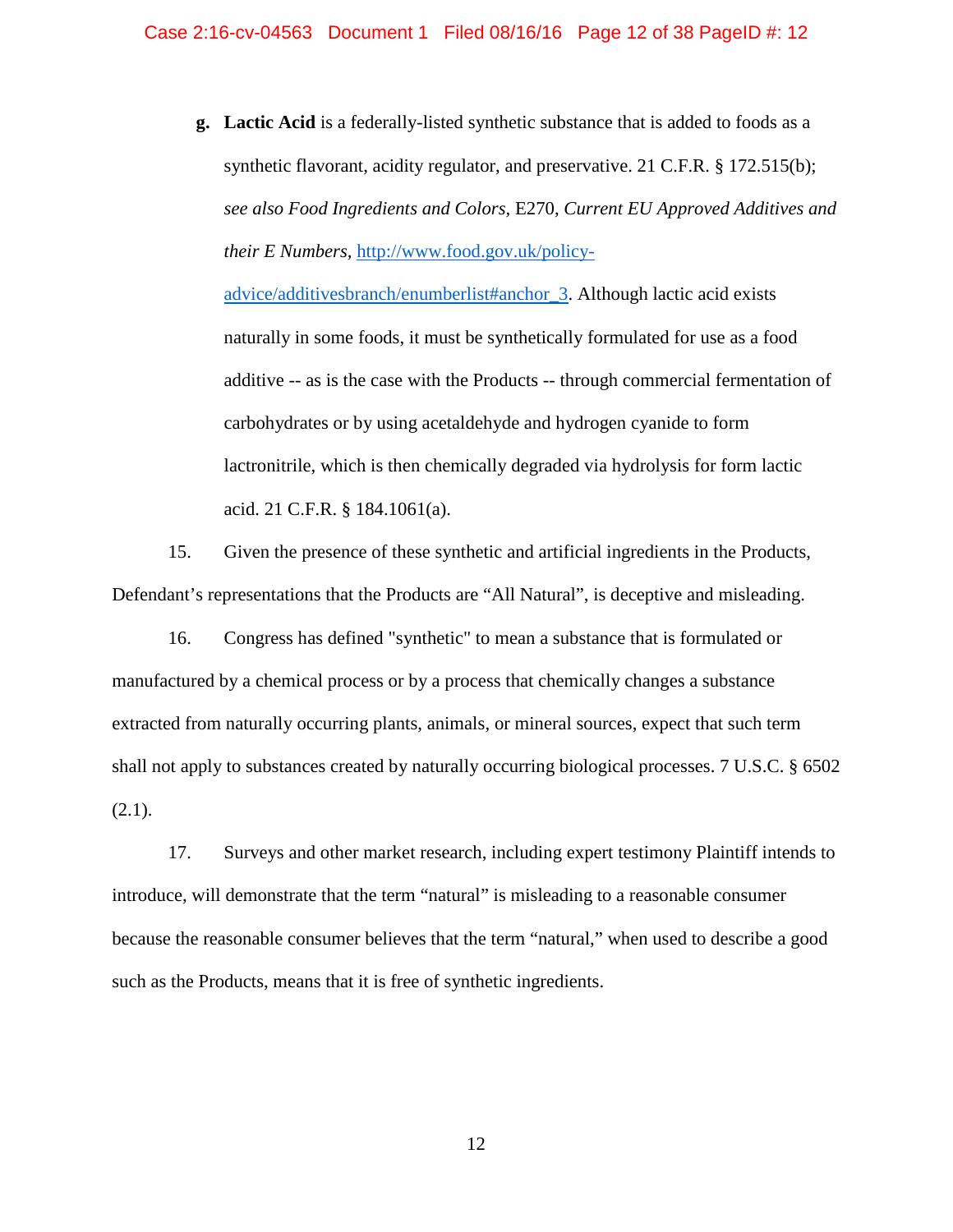g. **Lactic Acid** is a federally-listed synthetic substance that is added to foods as a synthetic flavorant, acidity regulator, and preservative. 21 C.F.R. § 172.515(b); *see also Food Ingredients and Colors*, E270, *Current EU Approved Additives and their E Numbers*, [http://www.food.gov.uk/policy-advice/additivesbranch/enumberlist#anchor_3](http://www.food.gov.uk/policy-advice/additivesbranch/enumberlist#anchor_3). Although lactic acid exists naturally in some foods, it must be synthetically formulated for use as a food additive -- as is the case with the Products -- through commercial fermentation of carbohydrates or by using acetaldehyde and hydrogen cyanide to form lactronitrile, which is then chemically degraded via hydrolysis for form lactic acid. 21 C.F.R. § 184.1061(a).

15. Given the presence of these synthetic and artificial ingredients in the Products, Defendant's representations that the Products are "All Natural", is deceptive and misleading.

16. Congress has defined "synthetic" to mean a substance that is formulated or manufactured by a chemical process or by a process that chemically changes a substance extracted from naturally occurring plants, animals, or mineral sources, expect that such term shall not apply to substances created by naturally occurring biological processes. 7 U.S.C. § 6502 (2.1).

17. Surveys and other market research, including expert testimony Plaintiff intends to introduce, will demonstrate that the term "natural" is misleading to a reasonable consumer because the reasonable consumer believes that the term "natural," when used to describe a good such as the Products, means that it is free of synthetic ingredients.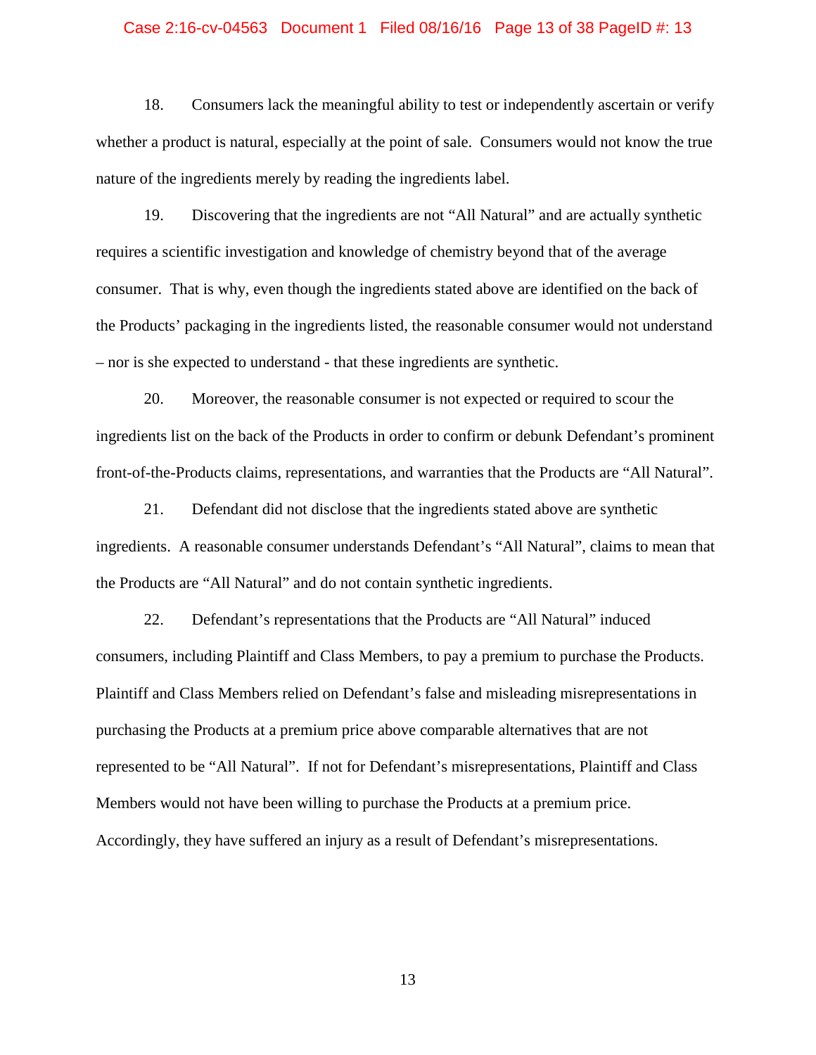18. Consumers lack the meaningful ability to test or independently ascertain or verify whether a product is natural, especially at the point of sale. Consumers would not know the true nature of the ingredients merely by reading the ingredients label.

19. Discovering that the ingredients are not "All Natural" and are actually synthetic requires a scientific investigation and knowledge of chemistry beyond that of the average consumer. That is why, even though the ingredients stated above are identified on the back of the Products' packaging in the ingredients listed, the reasonable consumer would not understand – nor is she expected to understand - that these ingredients are synthetic.

20. Moreover, the reasonable consumer is not expected or required to scour the ingredients list on the back of the Products in order to confirm or debunk Defendant's prominent front-of-the-Products claims, representations, and warranties that the Products are "All Natural".

21. Defendant did not disclose that the ingredients stated above are synthetic ingredients. A reasonable consumer understands Defendant's "All Natural", claims to mean that the Products are "All Natural" and do not contain synthetic ingredients.

22. Defendant's representations that the Products are "All Natural" induced consumers, including Plaintiff and Class Members, to pay a premium to purchase the Products. Plaintiff and Class Members relied on Defendant's false and misleading misrepresentations in purchasing the Products at a premium price above comparable alternatives that are not represented to be "All Natural". If not for Defendant's misrepresentations, Plaintiff and Class Members would not have been willing to purchase the Products at a premium price. Accordingly, they have suffered an injury as a result of Defendant's misrepresentations.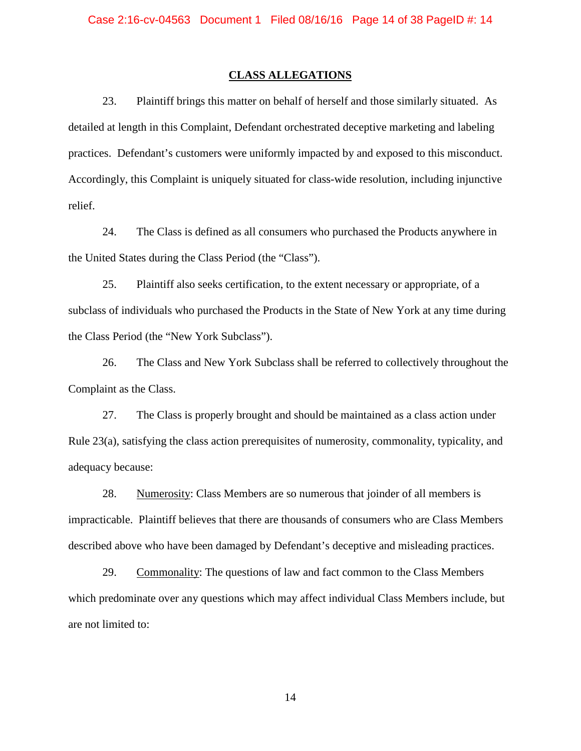## CLASS ALLEGATIONS

23. Plaintiff brings this matter on behalf of herself and those similarly situated. As detailed at length in this Complaint, Defendant orchestrated deceptive marketing and labeling practices. Defendant's customers were uniformly impacted by and exposed to this misconduct. Accordingly, this Complaint is uniquely situated for class-wide resolution, including injunctive relief.

24. The Class is defined as all consumers who purchased the Products anywhere in the United States during the Class Period (the "Class").

25. Plaintiff also seeks certification, to the extent necessary or appropriate, of a subclass of individuals who purchased the Products in the State of New York at any time during the Class Period (the "New York Subclass").

26. The Class and New York Subclass shall be referred to collectively throughout the Complaint as the Class.

27. The Class is properly brought and should be maintained as a class action under Rule 23(a), satisfying the class action prerequisites of numerosity, commonality, typicality, and adequacy because:

28. <u>Numerosity</u>: Class Members are so numerous that joinder of all members is impracticable. Plaintiff believes that there are thousands of consumers who are Class Members described above who have been damaged by Defendant's deceptive and misleading practices.

29. <u>Commonality</u>: The questions of law and fact common to the Class Members which predominate over any questions which may affect individual Class Members include, but are not limited to: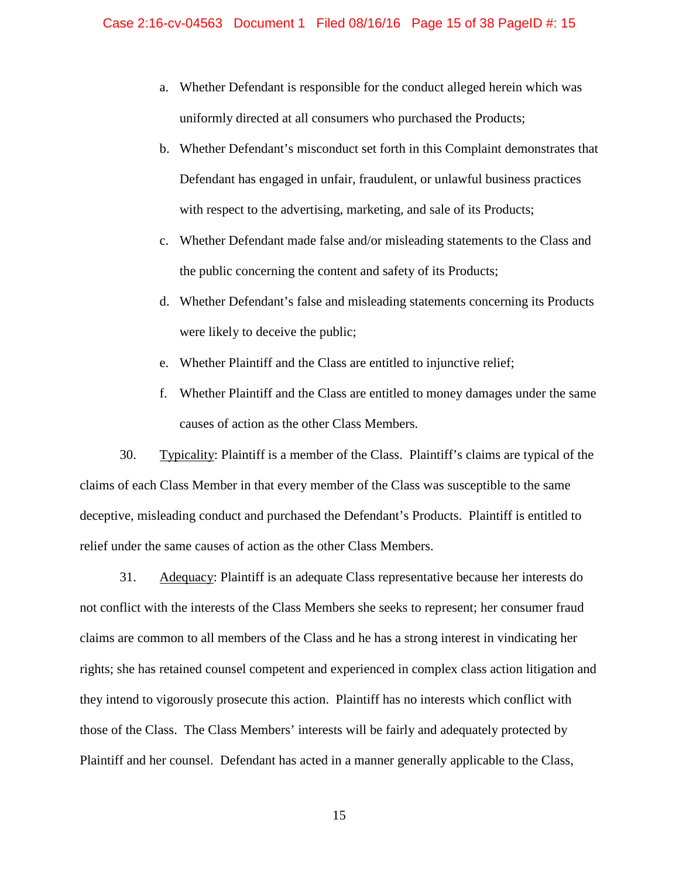a. Whether Defendant is responsible for the conduct alleged herein which was uniformly directed at all consumers who purchased the Products;

b. Whether Defendant's misconduct set forth in this Complaint demonstrates that Defendant has engaged in unfair, fraudulent, or unlawful business practices with respect to the advertising, marketing, and sale of its Products;

c. Whether Defendant made false and/or misleading statements to the Class and the public concerning the content and safety of its Products;

d. Whether Defendant's false and misleading statements concerning its Products were likely to deceive the public;

e. Whether Plaintiff and the Class are entitled to injunctive relief;

f. Whether Plaintiff and the Class are entitled to money damages under the same causes of action as the other Class Members.

30. Typicality: Plaintiff is a member of the Class. Plaintiff's claims are typical of the claims of each Class Member in that every member of the Class was susceptible to the same deceptive, misleading conduct and purchased the Defendant's Products. Plaintiff is entitled to relief under the same causes of action as the other Class Members.

31. Adequacy: Plaintiff is an adequate Class representative because her interests do not conflict with the interests of the Class Members she seeks to represent; her consumer fraud claims are common to all members of the Class and he has a strong interest in vindicating her rights; she has retained counsel competent and experienced in complex class action litigation and they intend to vigorously prosecute this action. Plaintiff has no interests which conflict with those of the Class. The Class Members' interests will be fairly and adequately protected by Plaintiff and her counsel. Defendant has acted in a manner generally applicable to the Class,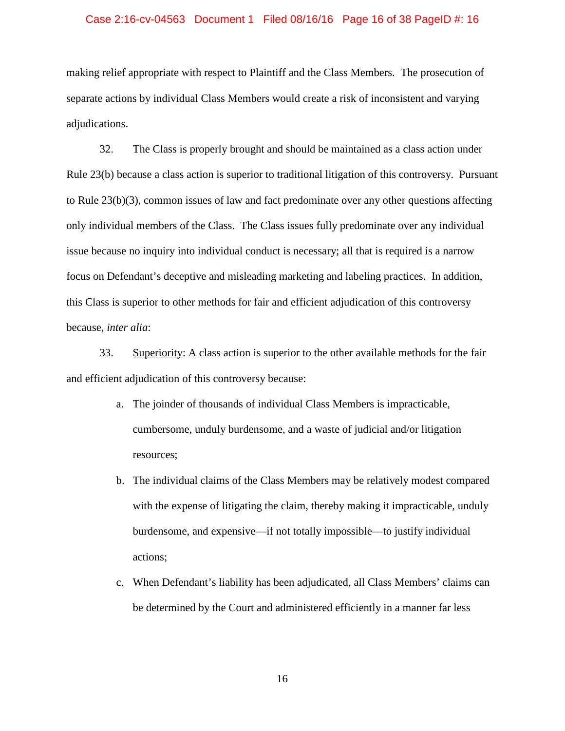making relief appropriate with respect to Plaintiff and the Class Members. The prosecution of separate actions by individual Class Members would create a risk of inconsistent and varying adjudications.

32. The Class is properly brought and should be maintained as a class action under Rule 23(b) because a class action is superior to traditional litigation of this controversy. Pursuant to Rule 23(b)(3), common issues of law and fact predominate over any other questions affecting only individual members of the Class. The Class issues fully predominate over any individual issue because no inquiry into individual conduct is necessary; all that is required is a narrow focus on Defendant's deceptive and misleading marketing and labeling practices. In addition, this Class is superior to other methods for fair and efficient adjudication of this controversy because, *inter alia*:

33. Superiority: A class action is superior to the other available methods for the fair and efficient adjudication of this controversy because:

a. The joinder of thousands of individual Class Members is impracticable, cumbersome, unduly burdensome, and a waste of judicial and/or litigation resources;

b. The individual claims of the Class Members may be relatively modest compared with the expense of litigating the claim, thereby making it impracticable, unduly burdensome, and expensive—if not totally impossible—to justify individual actions;

c. When Defendant's liability has been adjudicated, all Class Members' claims can be determined by the Court and administered efficiently in a manner far less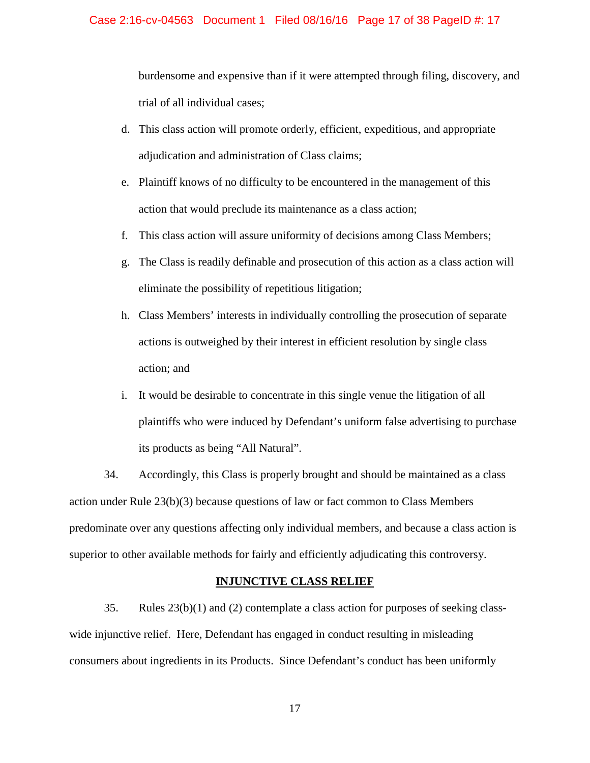burdensome and expensive than if it were attempted through filing, discovery, and trial of all individual cases;

d. This class action will promote orderly, efficient, expeditious, and appropriate adjudication and administration of Class claims;

e. Plaintiff knows of no difficulty to be encountered in the management of this action that would preclude its maintenance as a class action;

f. This class action will assure uniformity of decisions among Class Members;

g. The Class is readily definable and prosecution of this action as a class action will eliminate the possibility of repetitious litigation;

h. Class Members' interests in individually controlling the prosecution of separate actions is outweighed by their interest in efficient resolution by single class action; and

i. It would be desirable to concentrate in this single venue the litigation of all plaintiffs who were induced by Defendant's uniform false advertising to purchase its products as being "All Natural".

34. Accordingly, this Class is properly brought and should be maintained as a class action under Rule 23(b)(3) because questions of law or fact common to Class Members predominate over any questions affecting only individual members, and because a class action is superior to other available methods for fairly and efficiently adjudicating this controversy.

**INJUNCTIVE CLASS RELIEF**

35. Rules 23(b)(1) and (2) contemplate a class action for purposes of seeking class-wide injunctive relief. Here, Defendant has engaged in conduct resulting in misleading consumers about ingredients in its Products. Since Defendant's conduct has been uniformly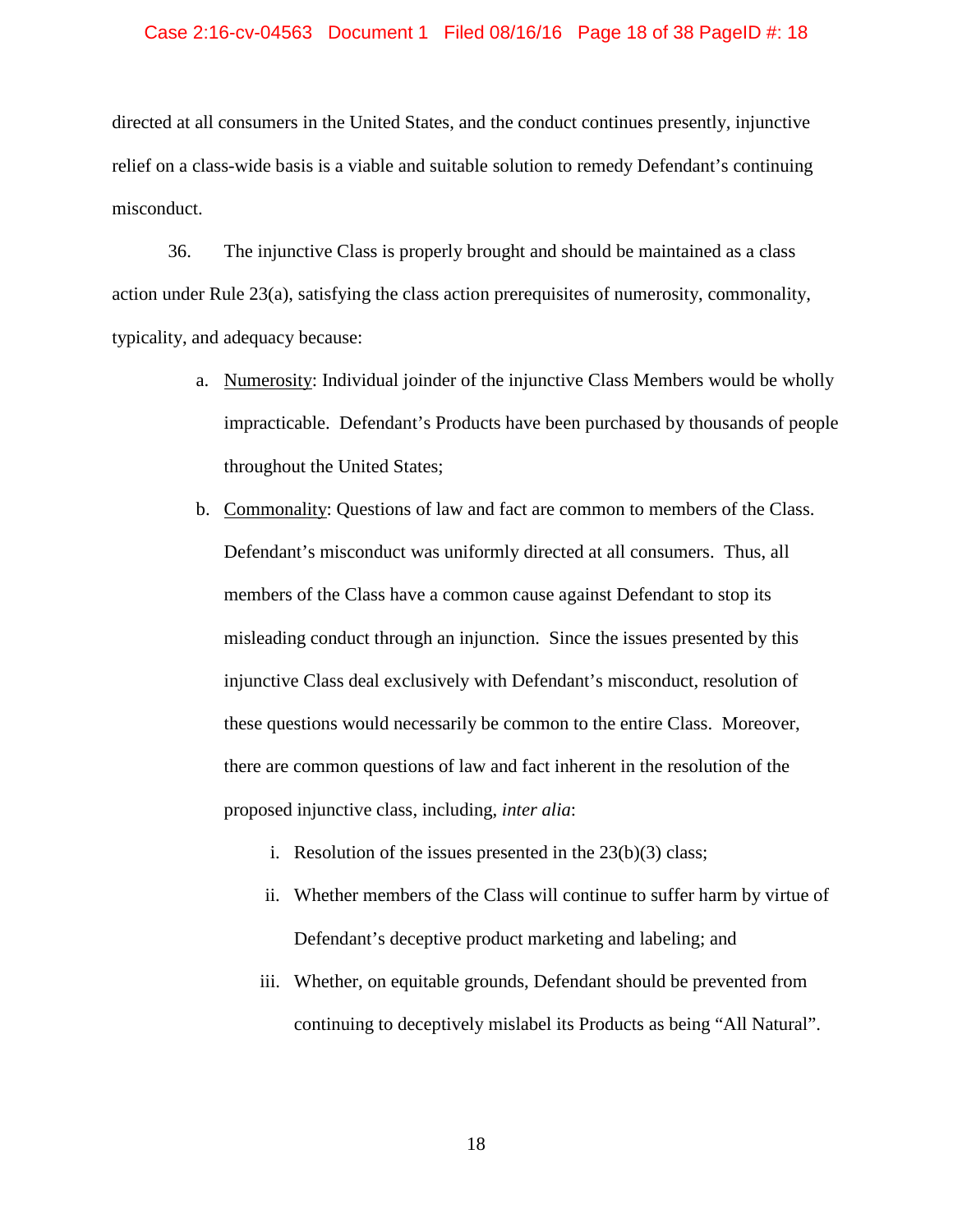directed at all consumers in the United States, and the conduct continues presently, injunctive relief on a class-wide basis is a viable and suitable solution to remedy Defendant's continuing misconduct.

36. The injunctive Class is properly brought and should be maintained as a class action under Rule 23(a), satisfying the class action prerequisites of numerosity, commonality, typicality, and adequacy because:

a. Numerosity: Individual joinder of the injunctive Class Members would be wholly impracticable. Defendant's Products have been purchased by thousands of people throughout the United States;

b. Commonality: Questions of law and fact are common to members of the Class. Defendant's misconduct was uniformly directed at all consumers. Thus, all members of the Class have a common cause against Defendant to stop its misleading conduct through an injunction. Since the issues presented by this injunctive Class deal exclusively with Defendant's misconduct, resolution of these questions would necessarily be common to the entire Class. Moreover, there are common questions of law and fact inherent in the resolution of the proposed injunctive class, including, *inter alia*:

   i. Resolution of the issues presented in the 23(b)(3) class;

   ii. Whether members of the Class will continue to suffer harm by virtue of Defendant's deceptive product marketing and labeling; and

   iii. Whether, on equitable grounds, Defendant should be prevented from continuing to deceptively mislabel its Products as being "All Natural".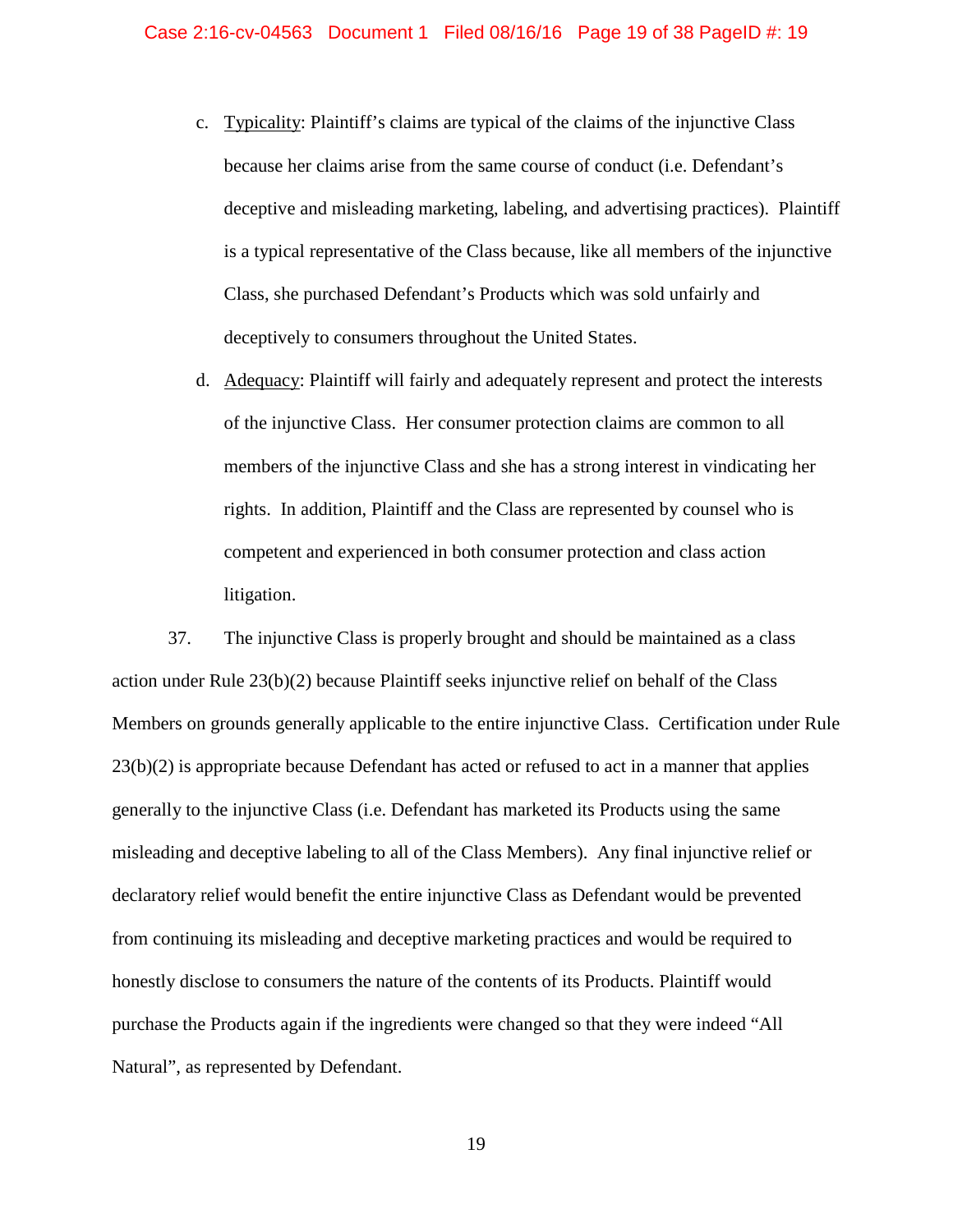c. <u>Typicality</u>: Plaintiff's claims are typical of the claims of the injunctive Class because her claims arise from the same course of conduct (i.e. Defendant's deceptive and misleading marketing, labeling, and advertising practices). Plaintiff is a typical representative of the Class because, like all members of the injunctive Class, she purchased Defendant's Products which was sold unfairly and deceptively to consumers throughout the United States.

d. <u>Adequacy</u>: Plaintiff will fairly and adequately represent and protect the interests of the injunctive Class. Her consumer protection claims are common to all members of the injunctive Class and she has a strong interest in vindicating her rights. In addition, Plaintiff and the Class are represented by counsel who is competent and experienced in both consumer protection and class action litigation.

37. The injunctive Class is properly brought and should be maintained as a class action under Rule 23(b)(2) because Plaintiff seeks injunctive relief on behalf of the Class Members on grounds generally applicable to the entire injunctive Class. Certification under Rule 23(b)(2) is appropriate because Defendant has acted or refused to act in a manner that applies generally to the injunctive Class (i.e. Defendant has marketed its Products using the same misleading and deceptive labeling to all of the Class Members). Any final injunctive relief or declaratory relief would benefit the entire injunctive Class as Defendant would be prevented from continuing its misleading and deceptive marketing practices and would be required to honestly disclose to consumers the nature of the contents of its Products. Plaintiff would purchase the Products again if the ingredients were changed so that they were indeed "All Natural", as represented by Defendant.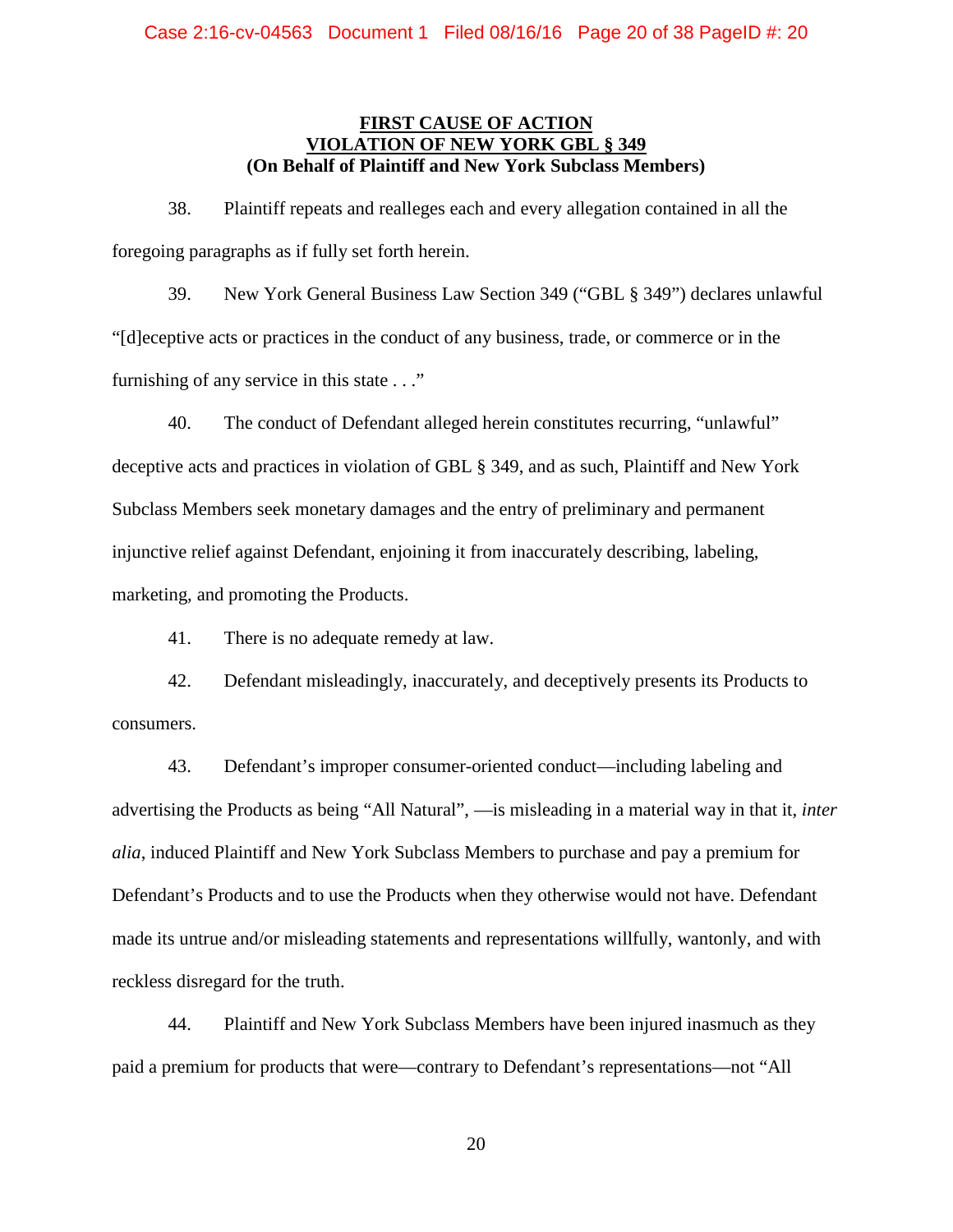**FIRST CAUSE OF ACTION**
**VIOLATION OF NEW YORK GBL § 349**
**(On Behalf of Plaintiff and New York Subclass Members)**

38. Plaintiff repeats and realleges each and every allegation contained in all the foregoing paragraphs as if fully set forth herein.

39. New York General Business Law Section 349 ("GBL § 349") declares unlawful "[d]eceptive acts or practices in the conduct of any business, trade, or commerce or in the furnishing of any service in this state . . ."

40. The conduct of Defendant alleged herein constitutes recurring, "unlawful" deceptive acts and practices in violation of GBL § 349, and as such, Plaintiff and New York Subclass Members seek monetary damages and the entry of preliminary and permanent injunctive relief against Defendant, enjoining it from inaccurately describing, labeling, marketing, and promoting the Products.

41. There is no adequate remedy at law.

42. Defendant misleadingly, inaccurately, and deceptively presents its Products to consumers.

43. Defendant's improper consumer-oriented conduct—including labeling and advertising the Products as being "All Natural", —is misleading in a material way in that it, *inter alia*, induced Plaintiff and New York Subclass Members to purchase and pay a premium for Defendant's Products and to use the Products when they otherwise would not have. Defendant made its untrue and/or misleading statements and representations willfully, wantonly, and with reckless disregard for the truth.

44. Plaintiff and New York Subclass Members have been injured inasmuch as they paid a premium for products that were—contrary to Defendant's representations—not "All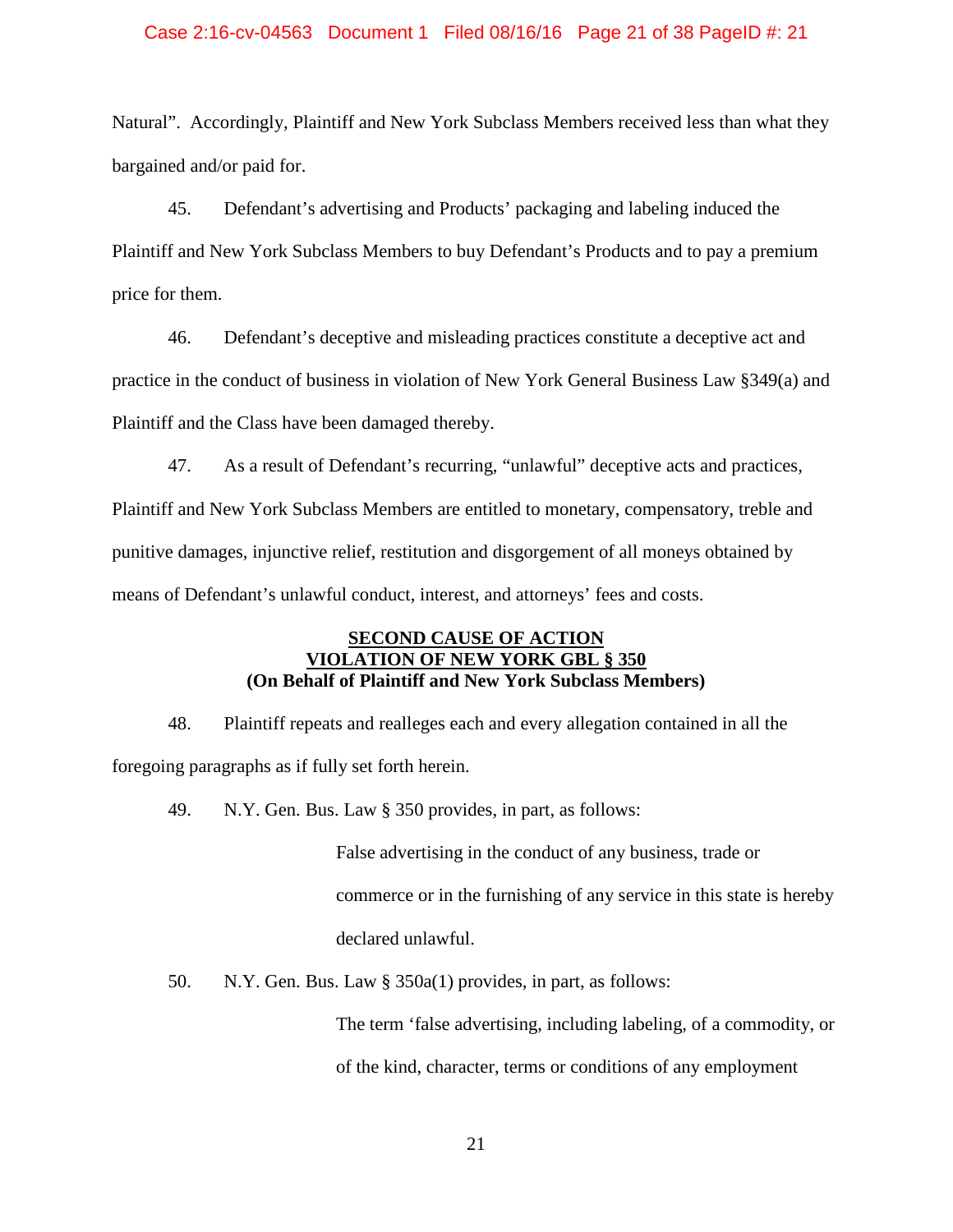Natural". Accordingly, Plaintiff and New York Subclass Members received less than what they bargained and/or paid for.

45. Defendant's advertising and Products' packaging and labeling induced the Plaintiff and New York Subclass Members to buy Defendant's Products and to pay a premium price for them.

46. Defendant's deceptive and misleading practices constitute a deceptive act and practice in the conduct of business in violation of New York General Business Law §349(a) and Plaintiff and the Class have been damaged thereby.

47. As a result of Defendant's recurring, "unlawful" deceptive acts and practices, Plaintiff and New York Subclass Members are entitled to monetary, compensatory, treble and punitive damages, injunctive relief, restitution and disgorgement of all moneys obtained by means of Defendant's unlawful conduct, interest, and attorneys' fees and costs.

**SECOND CAUSE OF ACTION**
**VIOLATION OF NEW YORK GBL § 350**
**(On Behalf of Plaintiff and New York Subclass Members)**

48. Plaintiff repeats and realleges each and every allegation contained in all the foregoing paragraphs as if fully set forth herein.

49. N.Y. Gen. Bus. Law § 350 provides, in part, as follows:

> False advertising in the conduct of any business, trade or commerce or in the furnishing of any service in this state is hereby declared unlawful.

50. N.Y. Gen. Bus. Law § 350a(1) provides, in part, as follows:

> The term 'false advertising, including labeling, of a commodity, or of the kind, character, terms or conditions of any employment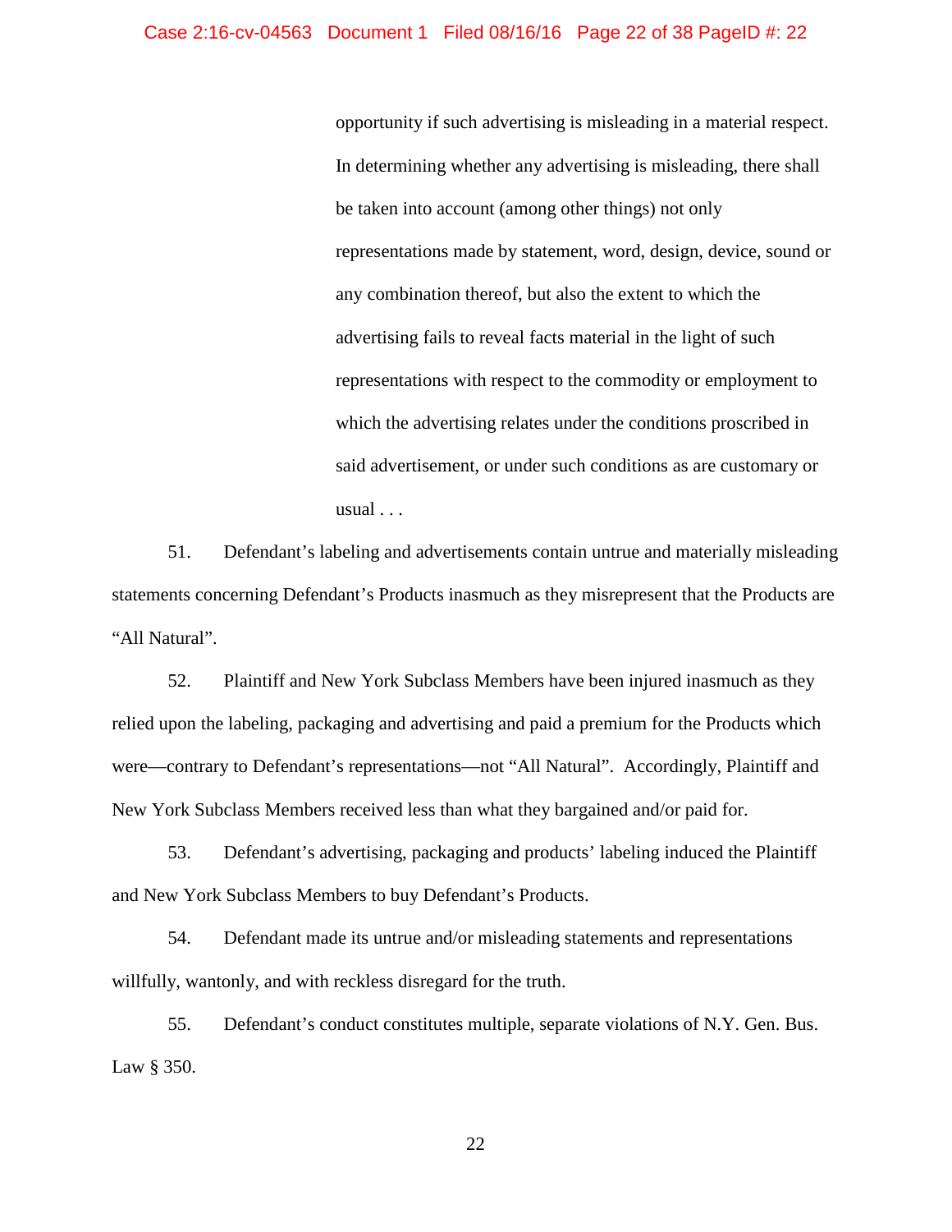> opportunity if such advertising is misleading in a material respect. In determining whether any advertising is misleading, there shall be taken into account (among other things) not only representations made by statement, word, design, device, sound or any combination thereof, but also the extent to which the advertising fails to reveal facts material in the light of such representations with respect to the commodity or employment to which the advertising relates under the conditions proscribed in said advertisement, or under such conditions as are customary or usual . . .

51. Defendant's labeling and advertisements contain untrue and materially misleading statements concerning Defendant's Products inasmuch as they misrepresent that the Products are "All Natural".

52. Plaintiff and New York Subclass Members have been injured inasmuch as they relied upon the labeling, packaging and advertising and paid a premium for the Products which were—contrary to Defendant's representations—not "All Natural". Accordingly, Plaintiff and New York Subclass Members received less than what they bargained and/or paid for.

53. Defendant's advertising, packaging and products' labeling induced the Plaintiff and New York Subclass Members to buy Defendant's Products.

54. Defendant made its untrue and/or misleading statements and representations willfully, wantonly, and with reckless disregard for the truth.

55. Defendant's conduct constitutes multiple, separate violations of N.Y. Gen. Bus. Law § 350.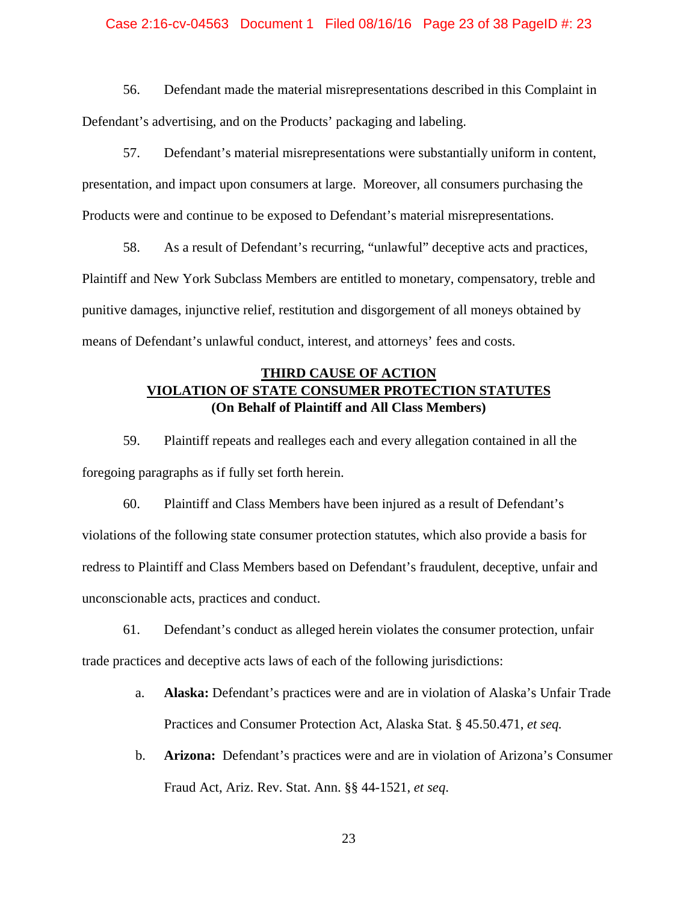56. Defendant made the material misrepresentations described in this Complaint in Defendant's advertising, and on the Products' packaging and labeling.

57. Defendant's material misrepresentations were substantially uniform in content, presentation, and impact upon consumers at large. Moreover, all consumers purchasing the Products were and continue to be exposed to Defendant's material misrepresentations.

58. As a result of Defendant's recurring, "unlawful" deceptive acts and practices, Plaintiff and New York Subclass Members are entitled to monetary, compensatory, treble and punitive damages, injunctive relief, restitution and disgorgement of all moneys obtained by means of Defendant's unlawful conduct, interest, and attorneys' fees and costs.

**THIRD CAUSE OF ACTION**
**VIOLATION OF STATE CONSUMER PROTECTION STATUTES**
**(On Behalf of Plaintiff and All Class Members)**

59. Plaintiff repeats and realleges each and every allegation contained in all the foregoing paragraphs as if fully set forth herein.

60. Plaintiff and Class Members have been injured as a result of Defendant's violations of the following state consumer protection statutes, which also provide a basis for redress to Plaintiff and Class Members based on Defendant's fraudulent, deceptive, unfair and unconscionable acts, practices and conduct.

61. Defendant's conduct as alleged herein violates the consumer protection, unfair trade practices and deceptive acts laws of each of the following jurisdictions:

a. **Alaska:** Defendant's practices were and are in violation of Alaska's Unfair Trade Practices and Consumer Protection Act, Alaska Stat. § 45.50.471, *et seq.*

b. **Arizona:** Defendant's practices were and are in violation of Arizona's Consumer Fraud Act, Ariz. Rev. Stat. Ann. §§ 44-1521, *et seq.*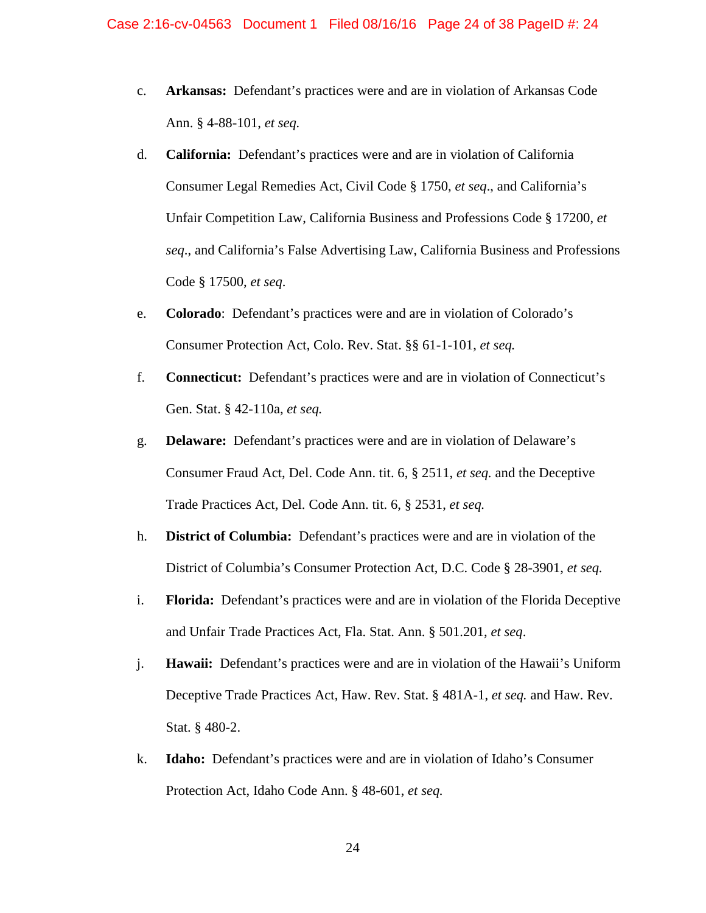c. **Arkansas:** Defendant's practices were and are in violation of Arkansas Code Ann. § 4-88-101, *et seq.*

d. **California:** Defendant's practices were and are in violation of California Consumer Legal Remedies Act, Civil Code § 1750, *et seq*., and California's Unfair Competition Law, California Business and Professions Code § 17200, *et seq*., and California's False Advertising Law, California Business and Professions Code § 17500, *et seq*.

e. **Colorado**: Defendant's practices were and are in violation of Colorado's Consumer Protection Act, Colo. Rev. Stat. §§ 61-1-101, *et seq.*

f. **Connecticut:** Defendant's practices were and are in violation of Connecticut's Gen. Stat. § 42-110a, *et seq.*

g. **Delaware:** Defendant's practices were and are in violation of Delaware's Consumer Fraud Act, Del. Code Ann. tit. 6, § 2511, *et seq.* and the Deceptive Trade Practices Act, Del. Code Ann. tit. 6, § 2531, *et seq.*

h. **District of Columbia:** Defendant's practices were and are in violation of the District of Columbia's Consumer Protection Act, D.C. Code § 28-3901, *et seq.*

i. **Florida:** Defendant's practices were and are in violation of the Florida Deceptive and Unfair Trade Practices Act, Fla. Stat. Ann. § 501.201, *et seq*.

j. **Hawaii:** Defendant's practices were and are in violation of the Hawaii's Uniform Deceptive Trade Practices Act, Haw. Rev. Stat. § 481A-1, *et seq.* and Haw. Rev. Stat. § 480-2.

k. **Idaho:** Defendant's practices were and are in violation of Idaho's Consumer Protection Act, Idaho Code Ann. § 48-601, *et seq.*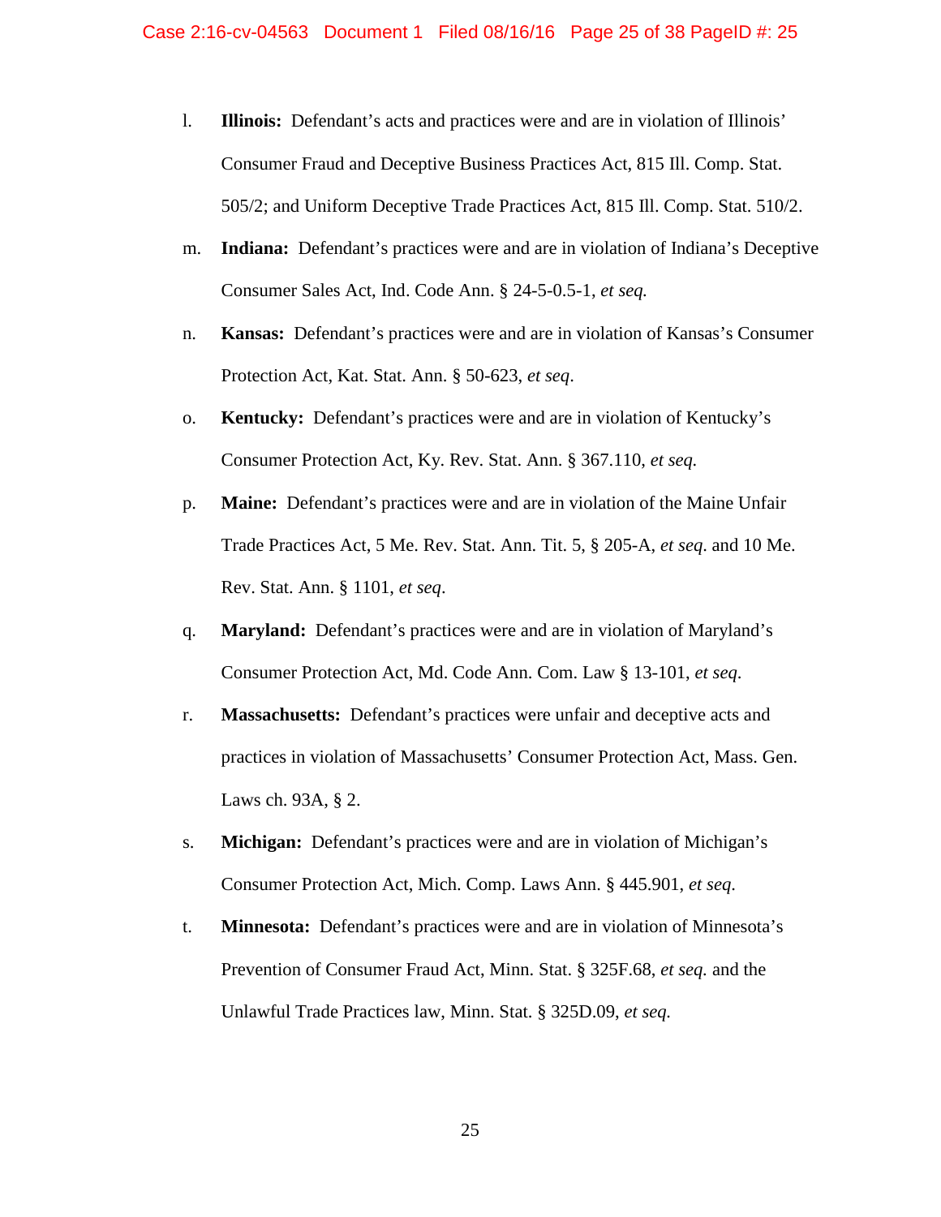l. **Illinois:** Defendant's acts and practices were and are in violation of Illinois' Consumer Fraud and Deceptive Business Practices Act, 815 Ill. Comp. Stat. 505/2; and Uniform Deceptive Trade Practices Act, 815 Ill. Comp. Stat. 510/2.

m. **Indiana:** Defendant's practices were and are in violation of Indiana's Deceptive Consumer Sales Act, Ind. Code Ann. § 24-5-0.5-1, *et seq.*

n. **Kansas:** Defendant's practices were and are in violation of Kansas's Consumer Protection Act, Kat. Stat. Ann. § 50-623, *et seq*.

o. **Kentucky:** Defendant's practices were and are in violation of Kentucky's Consumer Protection Act, Ky. Rev. Stat. Ann. § 367.110, *et seq.*

p. **Maine:** Defendant's practices were and are in violation of the Maine Unfair Trade Practices Act, 5 Me. Rev. Stat. Ann. Tit. 5, § 205-A, *et seq*. and 10 Me. Rev. Stat. Ann. § 1101, *et seq*.

q. **Maryland:** Defendant's practices were and are in violation of Maryland's Consumer Protection Act, Md. Code Ann. Com. Law § 13-101, *et seq*.

r. **Massachusetts:** Defendant's practices were unfair and deceptive acts and practices in violation of Massachusetts' Consumer Protection Act, Mass. Gen. Laws ch. 93A, § 2.

s. **Michigan:** Defendant's practices were and are in violation of Michigan's Consumer Protection Act, Mich. Comp. Laws Ann. § 445.901, *et seq*.

t. **Minnesota:** Defendant's practices were and are in violation of Minnesota's Prevention of Consumer Fraud Act, Minn. Stat. § 325F.68, *et seq.* and the Unlawful Trade Practices law, Minn. Stat. § 325D.09, *et seq.*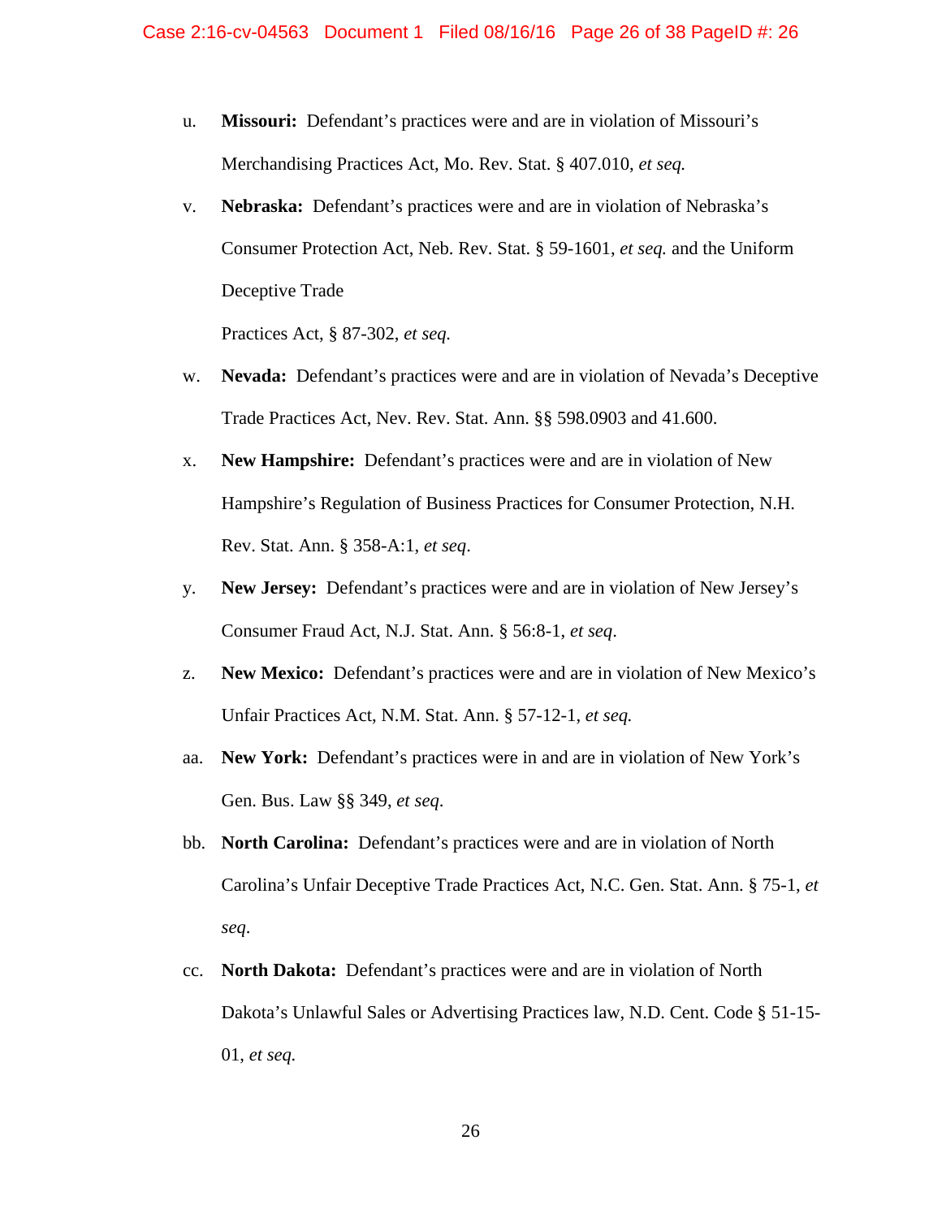u. **Missouri:** Defendant's practices were and are in violation of Missouri's Merchandising Practices Act, Mo. Rev. Stat. § 407.010, *et seq.*

v. **Nebraska:** Defendant's practices were and are in violation of Nebraska's Consumer Protection Act, Neb. Rev. Stat. § 59-1601, *et seq.* and the Uniform Deceptive Trade Practices Act, § 87-302, *et seq.*

w. **Nevada:** Defendant's practices were and are in violation of Nevada's Deceptive Trade Practices Act, Nev. Rev. Stat. Ann. §§ 598.0903 and 41.600.

x. **New Hampshire:** Defendant's practices were and are in violation of New Hampshire's Regulation of Business Practices for Consumer Protection, N.H. Rev. Stat. Ann. § 358-A:1, *et seq*.

y. **New Jersey:** Defendant's practices were and are in violation of New Jersey's Consumer Fraud Act, N.J. Stat. Ann. § 56:8-1, *et seq*.

z. **New Mexico:** Defendant's practices were and are in violation of New Mexico's Unfair Practices Act, N.M. Stat. Ann. § 57-12-1, *et seq.*

aa. **New York:** Defendant's practices were in and are in violation of New York's Gen. Bus. Law §§ 349, *et seq*.

bb. **North Carolina:** Defendant's practices were and are in violation of North Carolina's Unfair Deceptive Trade Practices Act, N.C. Gen. Stat. Ann. § 75-1, *et seq*.

cc. **North Dakota:** Defendant's practices were and are in violation of North Dakota's Unlawful Sales or Advertising Practices law, N.D. Cent. Code § 51-15-01, *et seq.*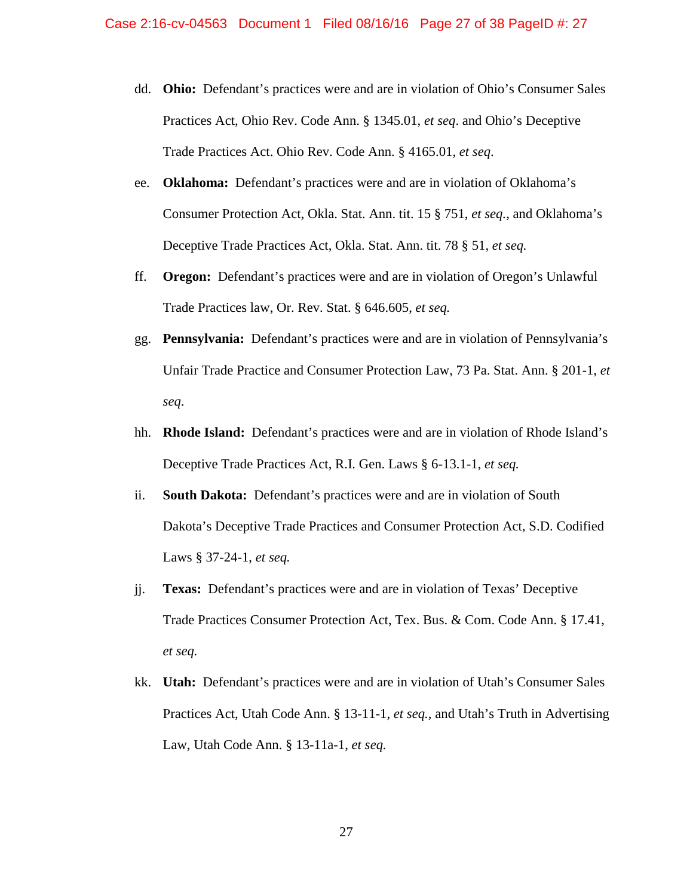dd. **Ohio:** Defendant's practices were and are in violation of Ohio's Consumer Sales Practices Act, Ohio Rev. Code Ann. § 1345.01, *et seq*. and Ohio's Deceptive Trade Practices Act. Ohio Rev. Code Ann. § 4165.01, *et seq*.

ee. **Oklahoma:** Defendant's practices were and are in violation of Oklahoma's Consumer Protection Act, Okla. Stat. Ann. tit. 15 § 751, *et seq.*, and Oklahoma's Deceptive Trade Practices Act, Okla. Stat. Ann. tit. 78 § 51, *et seq.*

ff. **Oregon:** Defendant's practices were and are in violation of Oregon's Unlawful Trade Practices law, Or. Rev. Stat. § 646.605, *et seq.*

gg. **Pennsylvania:** Defendant's practices were and are in violation of Pennsylvania's Unfair Trade Practice and Consumer Protection Law, 73 Pa. Stat. Ann. § 201-1, *et seq*.

hh. **Rhode Island:** Defendant's practices were and are in violation of Rhode Island's Deceptive Trade Practices Act, R.I. Gen. Laws § 6-13.1-1, *et seq.*

ii. **South Dakota:** Defendant's practices were and are in violation of South Dakota's Deceptive Trade Practices and Consumer Protection Act, S.D. Codified Laws § 37-24-1, *et seq.*

jj. **Texas:** Defendant's practices were and are in violation of Texas' Deceptive Trade Practices Consumer Protection Act, Tex. Bus. & Com. Code Ann. § 17.41, *et seq.*

kk. **Utah:** Defendant's practices were and are in violation of Utah's Consumer Sales Practices Act, Utah Code Ann. § 13-11-1, *et seq.*, and Utah's Truth in Advertising Law, Utah Code Ann. § 13-11a-1, *et seq.*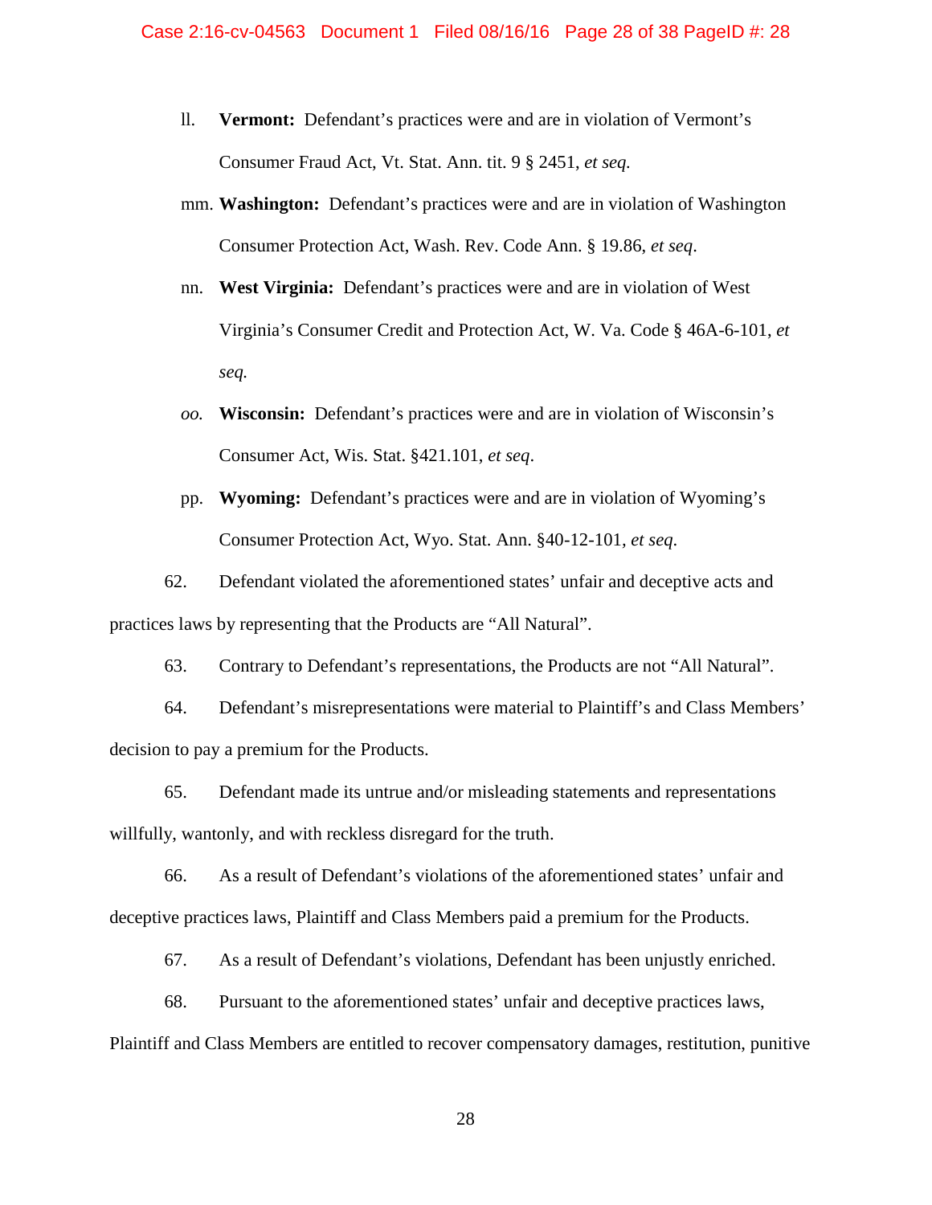ll. **Vermont:** Defendant's practices were and are in violation of Vermont's Consumer Fraud Act, Vt. Stat. Ann. tit. 9 § 2451, *et seq.*

mm. **Washington:** Defendant's practices were and are in violation of Washington Consumer Protection Act, Wash. Rev. Code Ann. § 19.86, *et seq*.

nn. **West Virginia:** Defendant's practices were and are in violation of West Virginia's Consumer Credit and Protection Act, W. Va. Code § 46A-6-101, *et seq.*

*oo.* **Wisconsin:** Defendant's practices were and are in violation of Wisconsin's Consumer Act, Wis. Stat. §421.101, *et seq*.

pp. **Wyoming:** Defendant's practices were and are in violation of Wyoming's Consumer Protection Act, Wyo. Stat. Ann. §40-12-101, *et seq*.

62. Defendant violated the aforementioned states' unfair and deceptive acts and practices laws by representing that the Products are "All Natural".

63. Contrary to Defendant's representations, the Products are not "All Natural".

64. Defendant's misrepresentations were material to Plaintiff's and Class Members' decision to pay a premium for the Products.

65. Defendant made its untrue and/or misleading statements and representations willfully, wantonly, and with reckless disregard for the truth.

66. As a result of Defendant's violations of the aforementioned states' unfair and deceptive practices laws, Plaintiff and Class Members paid a premium for the Products.

67. As a result of Defendant's violations, Defendant has been unjustly enriched.

68. Pursuant to the aforementioned states' unfair and deceptive practices laws, Plaintiff and Class Members are entitled to recover compensatory damages, restitution, punitive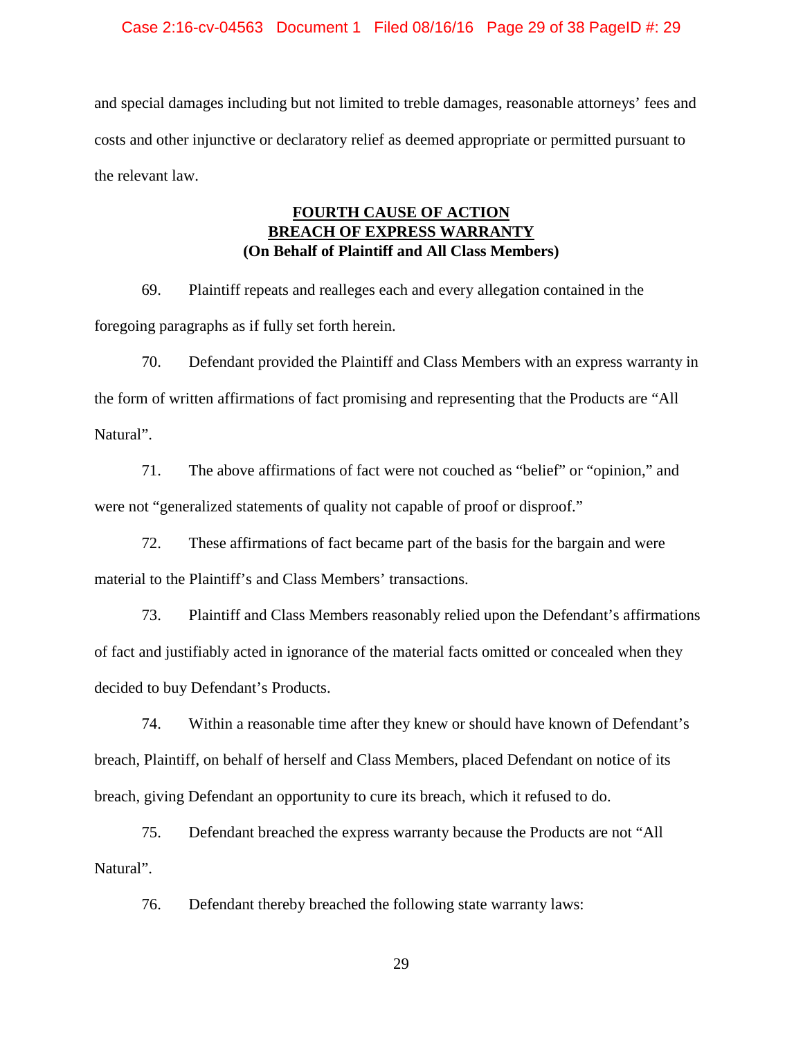and special damages including but not limited to treble damages, reasonable attorneys' fees and costs and other injunctive or declaratory relief as deemed appropriate or permitted pursuant to the relevant law.

## FOURTH CAUSE OF ACTION
## BREACH OF EXPRESS WARRANTY
**(On Behalf of Plaintiff and All Class Members)**

69. Plaintiff repeats and realleges each and every allegation contained in the foregoing paragraphs as if fully set forth herein.

70. Defendant provided the Plaintiff and Class Members with an express warranty in the form of written affirmations of fact promising and representing that the Products are "All Natural".

71. The above affirmations of fact were not couched as "belief" or "opinion," and were not "generalized statements of quality not capable of proof or disproof."

72. These affirmations of fact became part of the basis for the bargain and were material to the Plaintiff's and Class Members' transactions.

73. Plaintiff and Class Members reasonably relied upon the Defendant's affirmations of fact and justifiably acted in ignorance of the material facts omitted or concealed when they decided to buy Defendant's Products.

74. Within a reasonable time after they knew or should have known of Defendant's breach, Plaintiff, on behalf of herself and Class Members, placed Defendant on notice of its breach, giving Defendant an opportunity to cure its breach, which it refused to do.

75. Defendant breached the express warranty because the Products are not "All Natural".

76. Defendant thereby breached the following state warranty laws: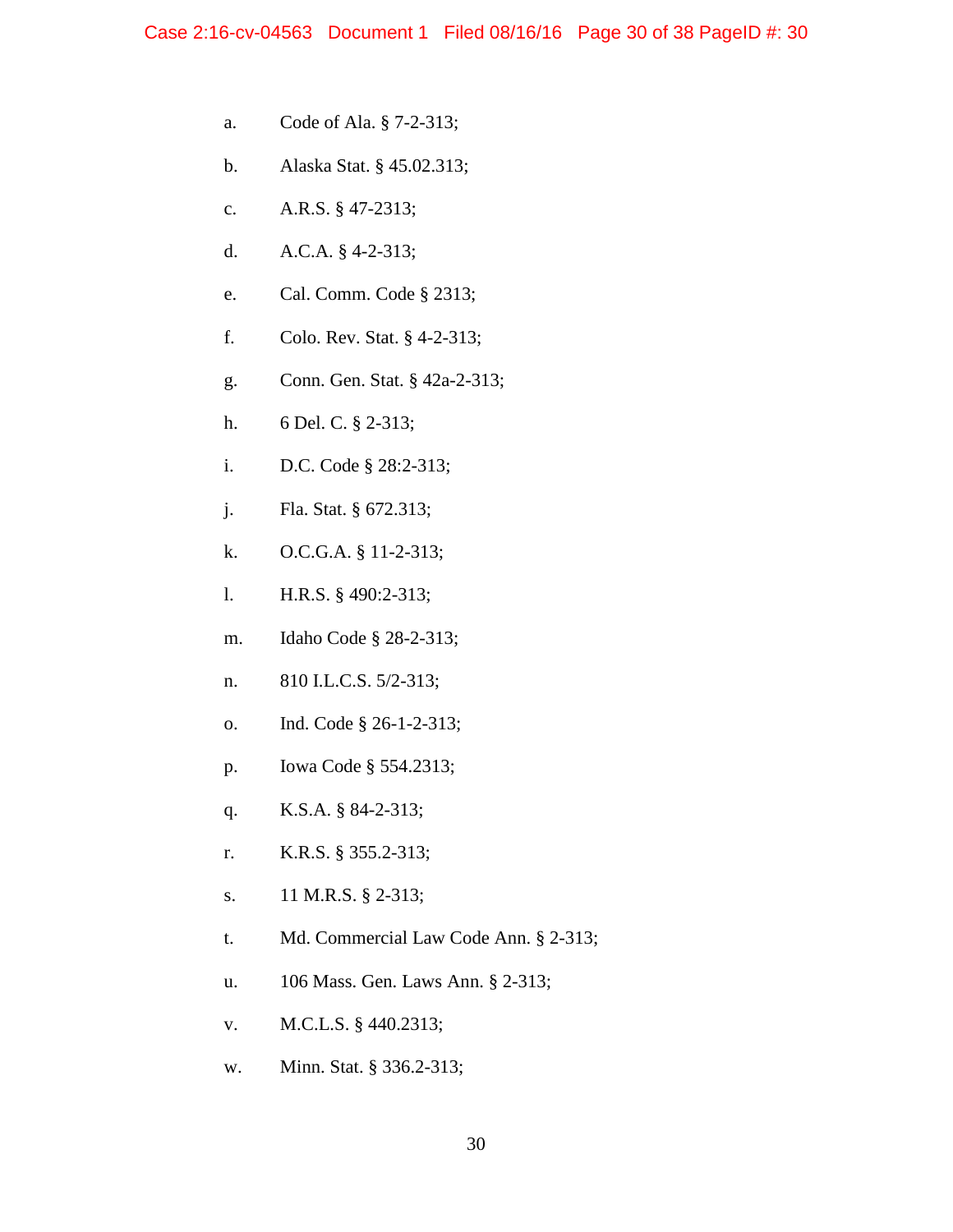a. Code of Ala. § 7-2-313;

b. Alaska Stat. § 45.02.313;

c. A.R.S. § 47-2313;

d. A.C.A. § 4-2-313;

e. Cal. Comm. Code § 2313;

f. Colo. Rev. Stat. § 4-2-313;

g. Conn. Gen. Stat. § 42a-2-313;

h. 6 Del. C. § 2-313;

i. D.C. Code § 28:2-313;

j. Fla. Stat. § 672.313;

k. O.C.G.A. § 11-2-313;

l. H.R.S. § 490:2-313;

m. Idaho Code § 28-2-313;

n. 810 I.L.C.S. 5/2-313;

o. Ind. Code § 26-1-2-313;

p. Iowa Code § 554.2313;

q. K.S.A. § 84-2-313;

r. K.R.S. § 355.2-313;

s. 11 M.R.S. § 2-313;

t. Md. Commercial Law Code Ann. § 2-313;

u. 106 Mass. Gen. Laws Ann. § 2-313;

v. M.C.L.S. § 440.2313;

w. Minn. Stat. § 336.2-313;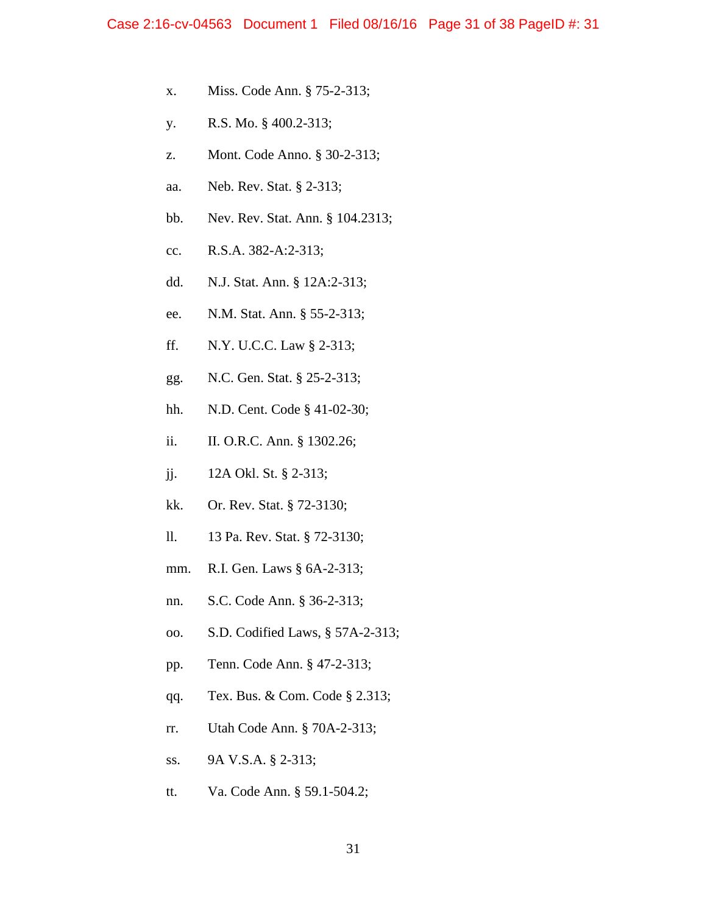x. Miss. Code Ann. § 75-2-313;

y. R.S. Mo. § 400.2-313;

z. Mont. Code Anno. § 30-2-313;

aa. Neb. Rev. Stat. § 2-313;

bb. Nev. Rev. Stat. Ann. § 104.2313;

cc. R.S.A. 382-A:2-313;

dd. N.J. Stat. Ann. § 12A:2-313;

ee. N.M. Stat. Ann. § 55-2-313;

ff. N.Y. U.C.C. Law § 2-313;

gg. N.C. Gen. Stat. § 25-2-313;

hh. N.D. Cent. Code § 41-02-30;

ii. II. O.R.C. Ann. § 1302.26;

jj. 12A Okl. St. § 2-313;

kk. Or. Rev. Stat. § 72-3130;

ll. 13 Pa. Rev. Stat. § 72-3130;

mm. R.I. Gen. Laws § 6A-2-313;

nn. S.C. Code Ann. § 36-2-313;

oo. S.D. Codified Laws, § 57A-2-313;

pp. Tenn. Code Ann. § 47-2-313;

qq. Tex. Bus. & Com. Code § 2.313;

rr. Utah Code Ann. § 70A-2-313;

ss. 9A V.S.A. § 2-313;

tt. Va. Code Ann. § 59.1-504.2;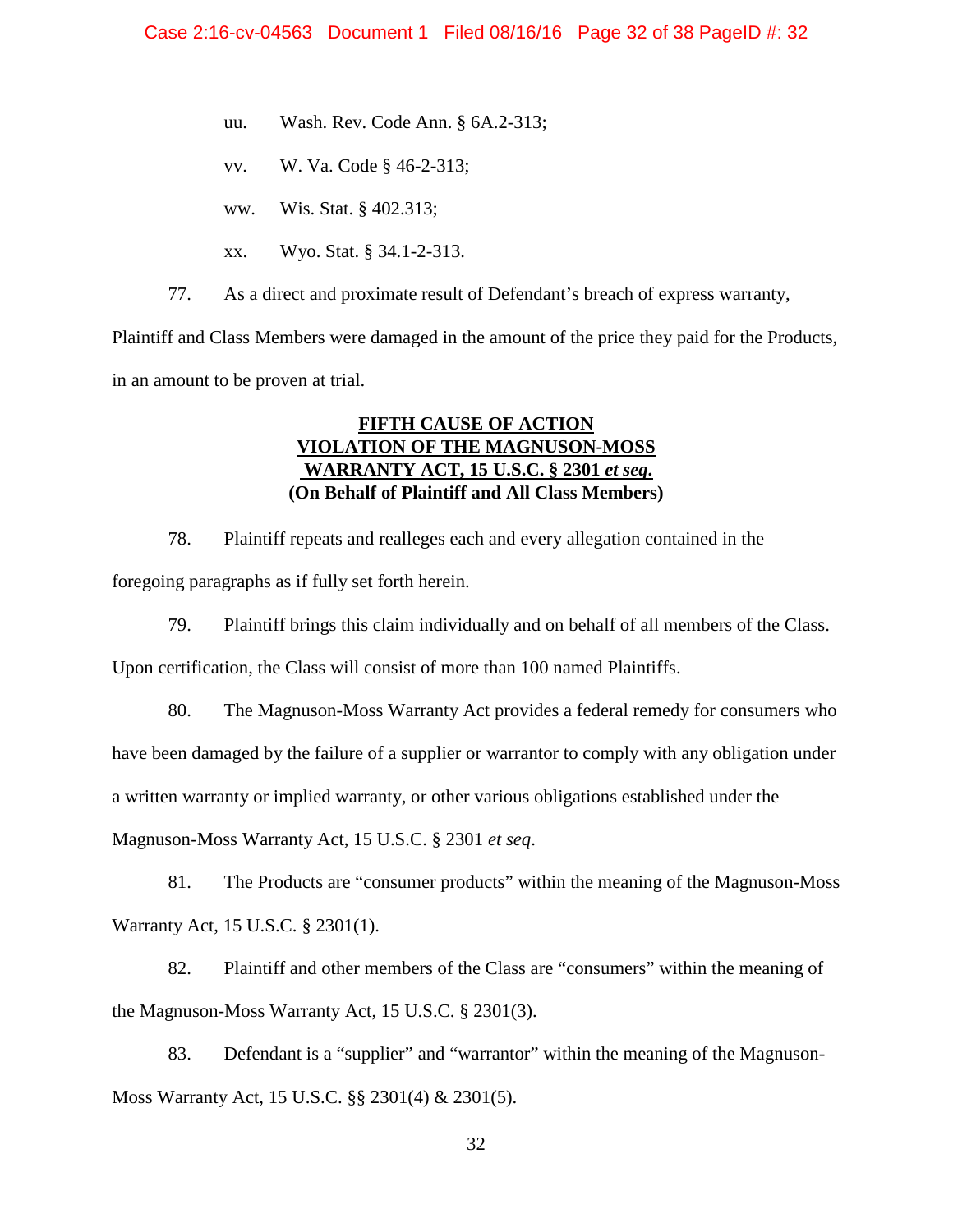uu. Wash. Rev. Code Ann. § 6A.2-313;

vv. W. Va. Code § 46-2-313;

ww. Wis. Stat. § 402.313;

xx. Wyo. Stat. § 34.1-2-313.

77. As a direct and proximate result of Defendant's breach of express warranty, Plaintiff and Class Members were damaged in the amount of the price they paid for the Products, in an amount to be proven at trial.

**FIFTH CAUSE OF ACTION**
**VIOLATION OF THE MAGNUSON-MOSS WARRANTY ACT, 15 U.S.C. § 2301 *et seq.***
**(On Behalf of Plaintiff and All Class Members)**

78. Plaintiff repeats and realleges each and every allegation contained in the foregoing paragraphs as if fully set forth herein.

79. Plaintiff brings this claim individually and on behalf of all members of the Class. Upon certification, the Class will consist of more than 100 named Plaintiffs.

80. The Magnuson-Moss Warranty Act provides a federal remedy for consumers who have been damaged by the failure of a supplier or warrantor to comply with any obligation under a written warranty or implied warranty, or other various obligations established under the Magnuson-Moss Warranty Act, 15 U.S.C. § 2301 *et seq*.

81. The Products are "consumer products" within the meaning of the Magnuson-Moss Warranty Act, 15 U.S.C. § 2301(1).

82. Plaintiff and other members of the Class are "consumers" within the meaning of the Magnuson-Moss Warranty Act, 15 U.S.C. § 2301(3).

83. Defendant is a "supplier" and "warrantor" within the meaning of the Magnuson-Moss Warranty Act, 15 U.S.C. §§ 2301(4) & 2301(5).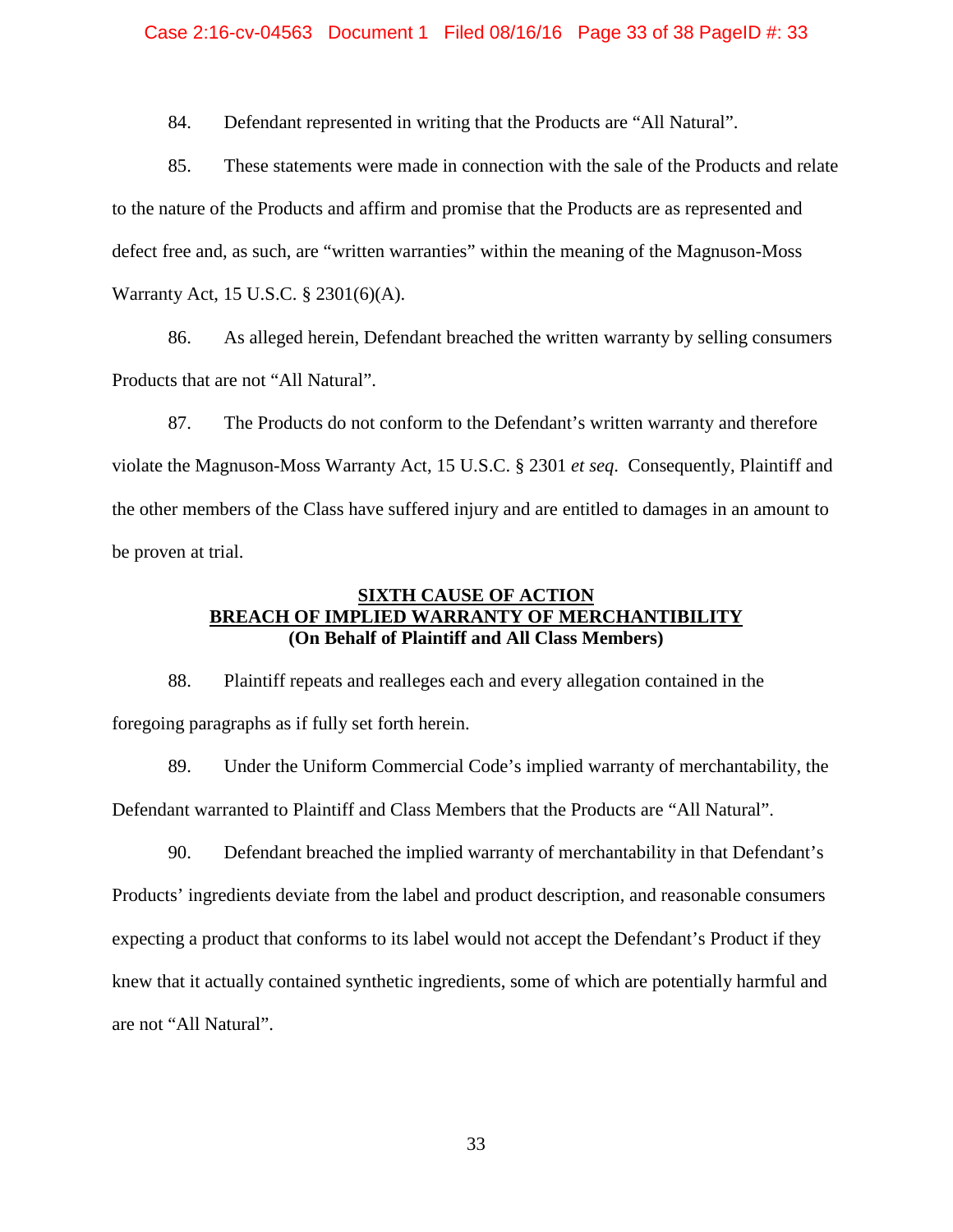84. Defendant represented in writing that the Products are "All Natural".

85. These statements were made in connection with the sale of the Products and relate to the nature of the Products and affirm and promise that the Products are as represented and defect free and, as such, are "written warranties" within the meaning of the Magnuson-Moss Warranty Act, 15 U.S.C. § 2301(6)(A).

86. As alleged herein, Defendant breached the written warranty by selling consumers Products that are not "All Natural".

87. The Products do not conform to the Defendant's written warranty and therefore violate the Magnuson-Moss Warranty Act, 15 U.S.C. § 2301 *et seq*. Consequently, Plaintiff and the other members of the Class have suffered injury and are entitled to damages in an amount to be proven at trial.

## SIXTH CAUSE OF ACTION
## BREACH OF IMPLIED WARRANTY OF MERCHANTIBILITY
### (On Behalf of Plaintiff and All Class Members)

88. Plaintiff repeats and realleges each and every allegation contained in the foregoing paragraphs as if fully set forth herein.

89. Under the Uniform Commercial Code's implied warranty of merchantability, the Defendant warranted to Plaintiff and Class Members that the Products are "All Natural".

90. Defendant breached the implied warranty of merchantability in that Defendant's Products' ingredients deviate from the label and product description, and reasonable consumers expecting a product that conforms to its label would not accept the Defendant's Product if they knew that it actually contained synthetic ingredients, some of which are potentially harmful and are not "All Natural".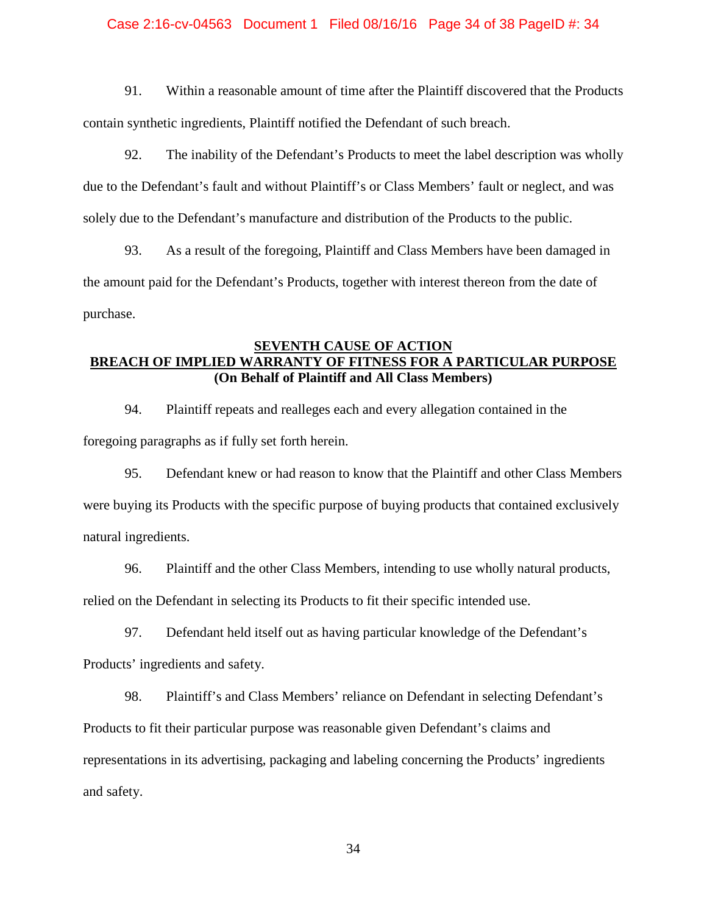91. Within a reasonable amount of time after the Plaintiff discovered that the Products contain synthetic ingredients, Plaintiff notified the Defendant of such breach.

92. The inability of the Defendant's Products to meet the label description was wholly due to the Defendant's fault and without Plaintiff's or Class Members' fault or neglect, and was solely due to the Defendant's manufacture and distribution of the Products to the public.

93. As a result of the foregoing, Plaintiff and Class Members have been damaged in the amount paid for the Defendant's Products, together with interest thereon from the date of purchase.

## SEVENTH CAUSE OF ACTION
## BREACH OF IMPLIED WARRANTY OF FITNESS FOR A PARTICULAR PURPOSE
**(On Behalf of Plaintiff and All Class Members)**

94. Plaintiff repeats and realleges each and every allegation contained in the foregoing paragraphs as if fully set forth herein.

95. Defendant knew or had reason to know that the Plaintiff and other Class Members were buying its Products with the specific purpose of buying products that contained exclusively natural ingredients.

96. Plaintiff and the other Class Members, intending to use wholly natural products, relied on the Defendant in selecting its Products to fit their specific intended use.

97. Defendant held itself out as having particular knowledge of the Defendant's Products' ingredients and safety.

98. Plaintiff's and Class Members' reliance on Defendant in selecting Defendant's Products to fit their particular purpose was reasonable given Defendant's claims and representations in its advertising, packaging and labeling concerning the Products' ingredients and safety.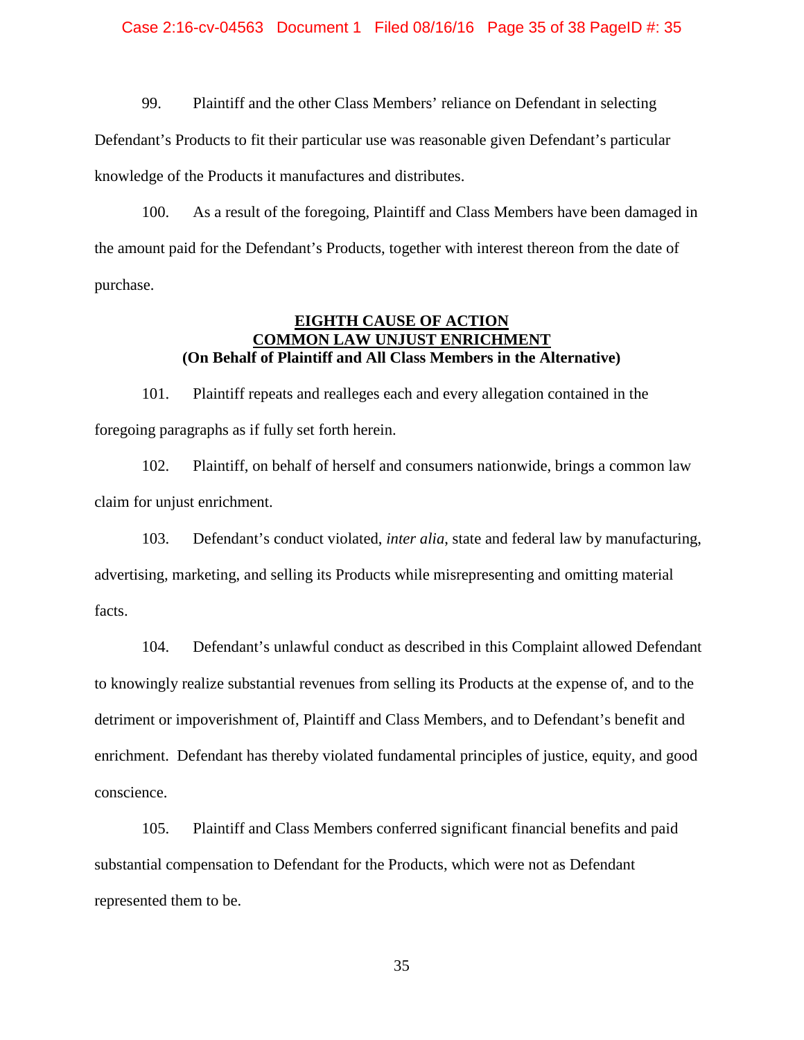99. Plaintiff and the other Class Members' reliance on Defendant in selecting Defendant's Products to fit their particular use was reasonable given Defendant's particular knowledge of the Products it manufactures and distributes.

100. As a result of the foregoing, Plaintiff and Class Members have been damaged in the amount paid for the Defendant's Products, together with interest thereon from the date of purchase.

**EIGHTH CAUSE OF ACTION**
**COMMON LAW UNJUST ENRICHMENT**
**(On Behalf of Plaintiff and All Class Members in the Alternative)**

101. Plaintiff repeats and realleges each and every allegation contained in the foregoing paragraphs as if fully set forth herein.

102. Plaintiff, on behalf of herself and consumers nationwide, brings a common law claim for unjust enrichment.

103. Defendant's conduct violated, *inter alia*, state and federal law by manufacturing, advertising, marketing, and selling its Products while misrepresenting and omitting material facts.

104. Defendant's unlawful conduct as described in this Complaint allowed Defendant to knowingly realize substantial revenues from selling its Products at the expense of, and to the detriment or impoverishment of, Plaintiff and Class Members, and to Defendant's benefit and enrichment. Defendant has thereby violated fundamental principles of justice, equity, and good conscience.

105. Plaintiff and Class Members conferred significant financial benefits and paid substantial compensation to Defendant for the Products, which were not as Defendant represented them to be.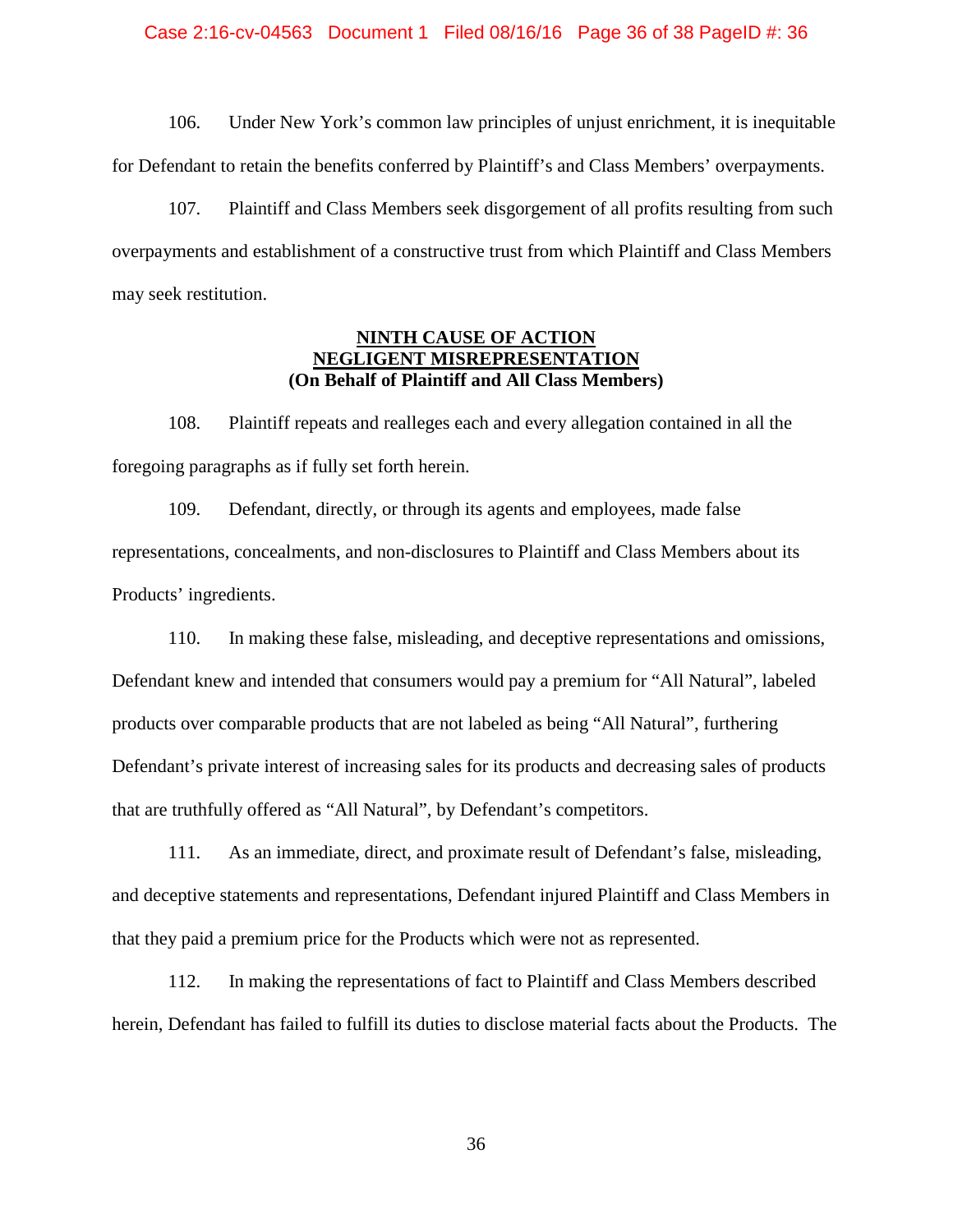106. Under New York's common law principles of unjust enrichment, it is inequitable for Defendant to retain the benefits conferred by Plaintiff's and Class Members' overpayments.

107. Plaintiff and Class Members seek disgorgement of all profits resulting from such overpayments and establishment of a constructive trust from which Plaintiff and Class Members may seek restitution.

**NINTH CAUSE OF ACTION**
**NEGLIGENT MISREPRESENTATION**
**(On Behalf of Plaintiff and All Class Members)**

108. Plaintiff repeats and realleges each and every allegation contained in all the foregoing paragraphs as if fully set forth herein.

109. Defendant, directly, or through its agents and employees, made false representations, concealments, and non-disclosures to Plaintiff and Class Members about its Products' ingredients.

110. In making these false, misleading, and deceptive representations and omissions, Defendant knew and intended that consumers would pay a premium for "All Natural", labeled products over comparable products that are not labeled as being "All Natural", furthering Defendant's private interest of increasing sales for its products and decreasing sales of products that are truthfully offered as "All Natural", by Defendant's competitors.

111. As an immediate, direct, and proximate result of Defendant's false, misleading, and deceptive statements and representations, Defendant injured Plaintiff and Class Members in that they paid a premium price for the Products which were not as represented.

112. In making the representations of fact to Plaintiff and Class Members described herein, Defendant has failed to fulfill its duties to disclose material facts about the Products. The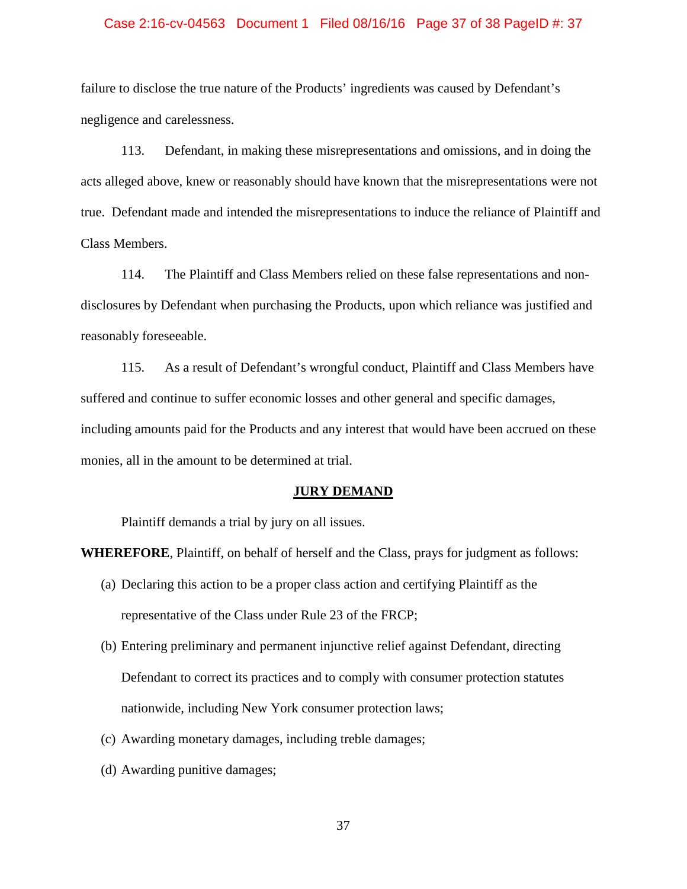failure to disclose the true nature of the Products' ingredients was caused by Defendant's negligence and carelessness.

113. Defendant, in making these misrepresentations and omissions, and in doing the acts alleged above, knew or reasonably should have known that the misrepresentations were not true. Defendant made and intended the misrepresentations to induce the reliance of Plaintiff and Class Members.

114. The Plaintiff and Class Members relied on these false representations and non-disclosures by Defendant when purchasing the Products, upon which reliance was justified and reasonably foreseeable.

115. As a result of Defendant's wrongful conduct, Plaintiff and Class Members have suffered and continue to suffer economic losses and other general and specific damages, including amounts paid for the Products and any interest that would have been accrued on these monies, all in the amount to be determined at trial.

**JURY DEMAND**

Plaintiff demands a trial by jury on all issues.

**WHEREFORE**, Plaintiff, on behalf of herself and the Class, prays for judgment as follows:

(a) Declaring this action to be a proper class action and certifying Plaintiff as the representative of the Class under Rule 23 of the FRCP;

(b) Entering preliminary and permanent injunctive relief against Defendant, directing Defendant to correct its practices and to comply with consumer protection statutes nationwide, including New York consumer protection laws;

(c) Awarding monetary damages, including treble damages;

(d) Awarding punitive damages;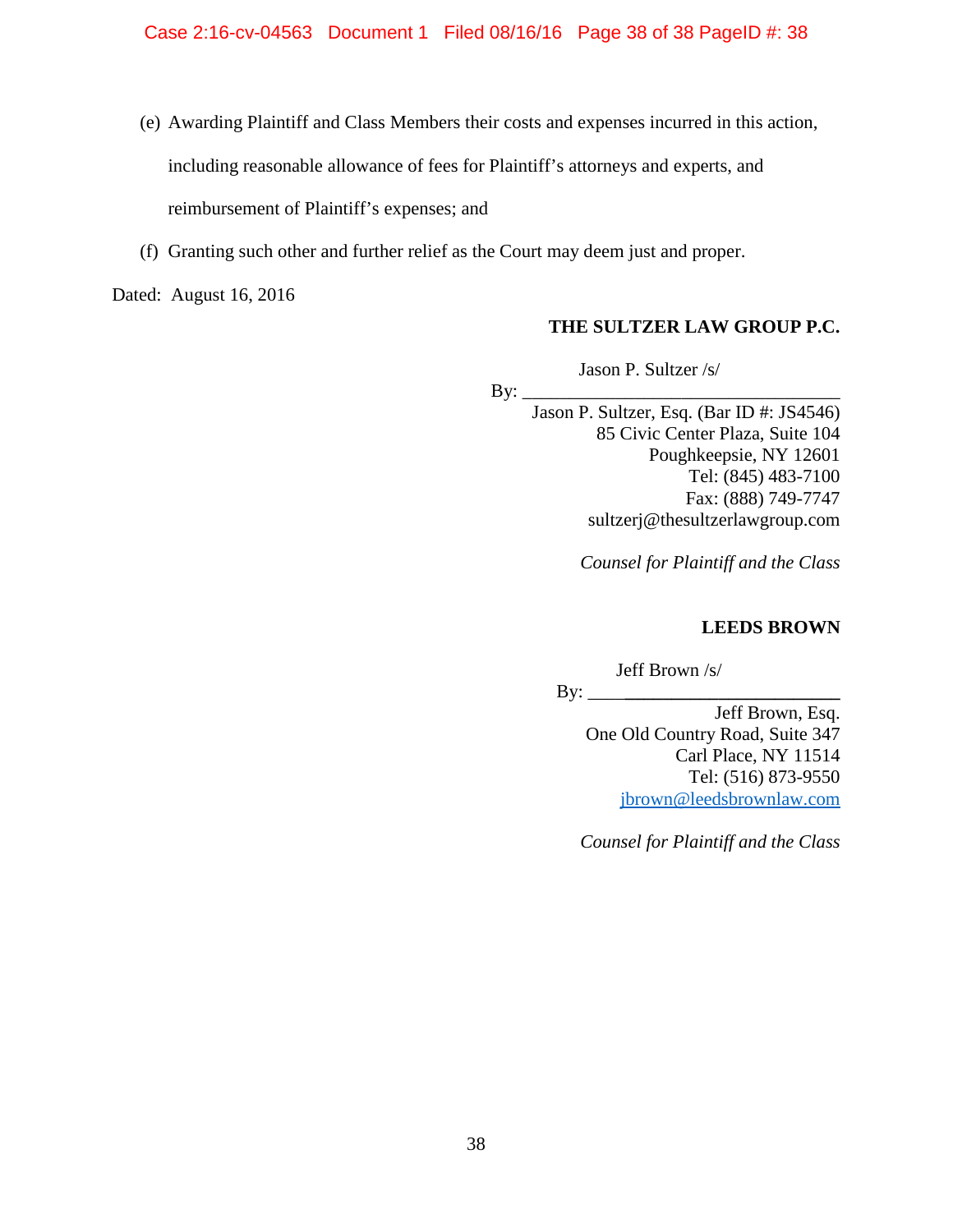(e) Awarding Plaintiff and Class Members their costs and expenses incurred in this action, including reasonable allowance of fees for Plaintiff's attorneys and experts, and reimbursement of Plaintiff's expenses; and

(f) Granting such other and further relief as the Court may deem just and proper.

Dated: August 16, 2016

**THE SULTZER LAW GROUP P.C.**

Jason P. Sultzer /s/
By: ________________________________
Jason P. Sultzer, Esq. (Bar ID #: JS4546)
85 Civic Center Plaza, Suite 104
Poughkeepsie, NY 12601
Tel: (845) 483-7100
Fax: (888) 749-7747
sultzerj@thesultzerlawgroup.com

*Counsel for Plaintiff and the Class*

**LEEDS BROWN**

Jeff Brown /s/
By: ________________________
Jeff Brown, Esq.
One Old Country Road, Suite 347
Carl Place, NY 11514
Tel: (516) 873-9550
jbrown@leedsbrownlaw.com

*Counsel for Plaintiff and the Class*